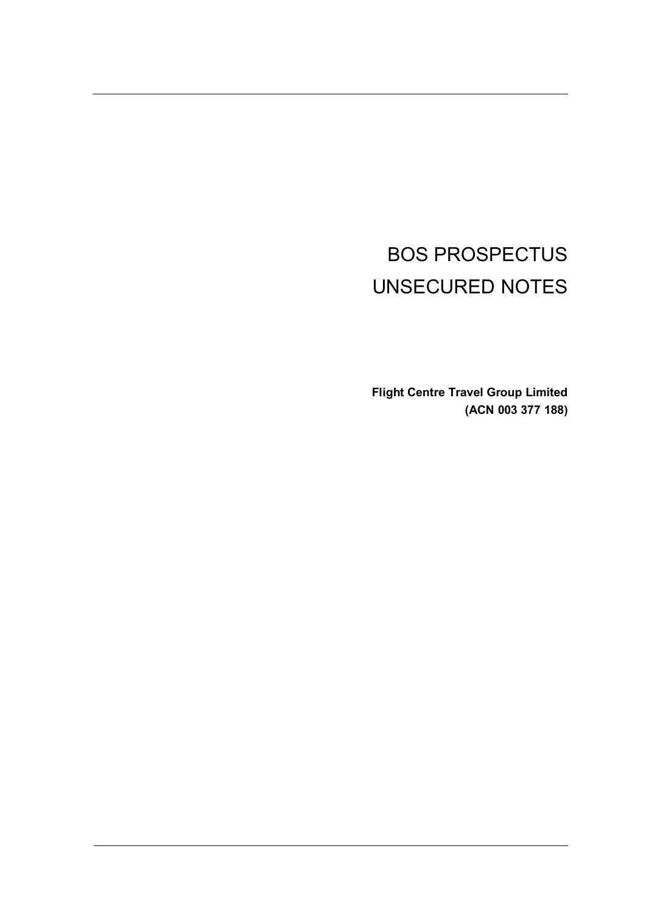# BOS PROSPECTUS
# UNSECURED NOTES

**Flight Centre Travel Group Limited**
**(ACN 003 377 188)**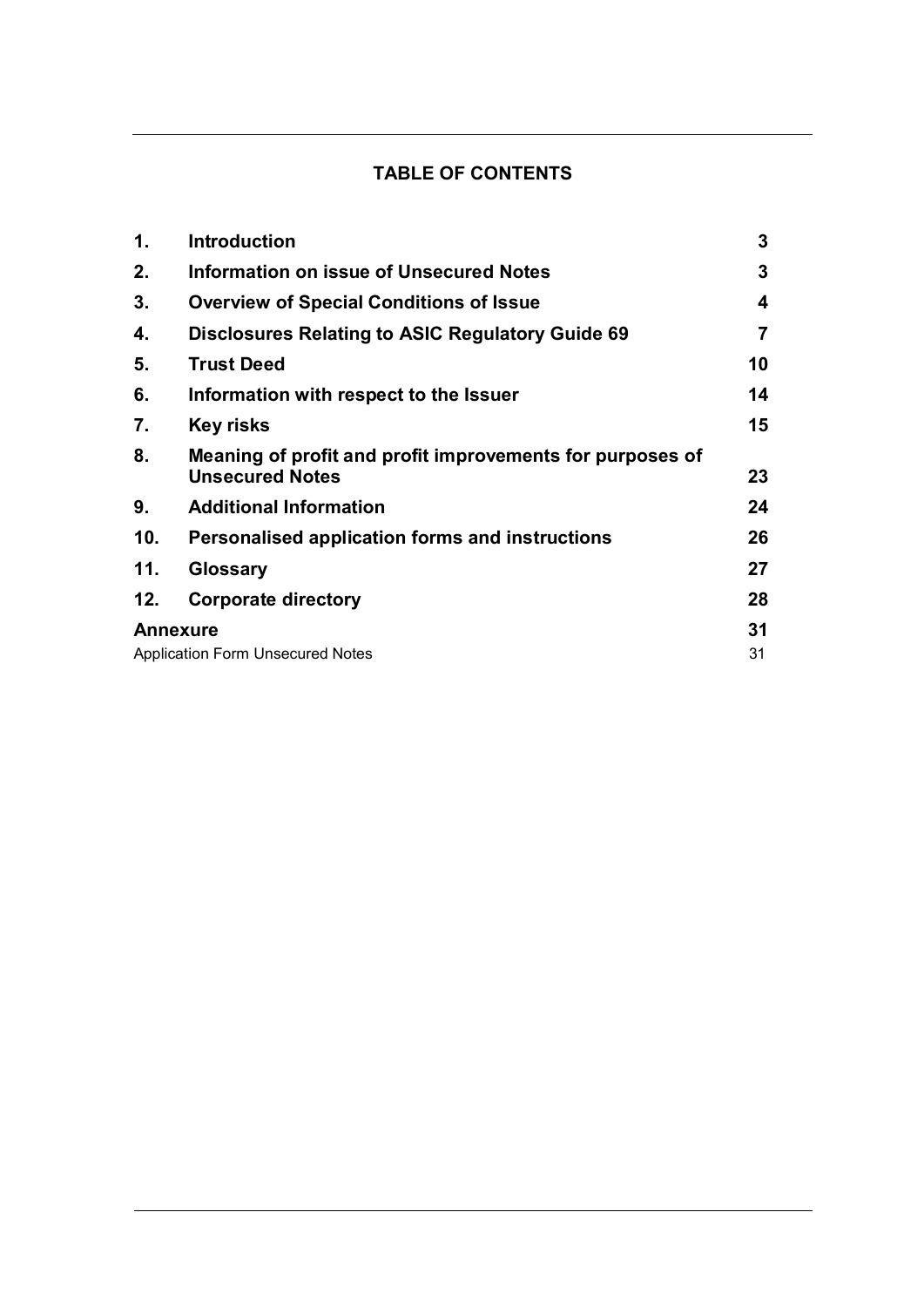## TABLE OF CONTENTS

| | | |
|---|---|---|
| **1.** | **Introduction** | **3** |
| **2.** | **Information on issue of Unsecured Notes** | **3** |
| **3.** | **Overview of Special Conditions of Issue** | **4** |
| **4.** | **Disclosures Relating to ASIC Regulatory Guide 69** | **7** |
| **5.** | **Trust Deed** | **10** |
| **6.** | **Information with respect to the Issuer** | **14** |
| **7.** | **Key risks** | **15** |
| **8.** | **Meaning of profit and profit improvements for purposes of Unsecured Notes** | **23** |
| **9.** | **Additional Information** | **24** |
| **10.** | **Personalised application forms and instructions** | **26** |
| **11.** | **Glossary** | **27** |
| **12.** | **Corporate directory** | **28** |
| **Annexure** | | **31** |
| Application Form Unsecured Notes | | 31 |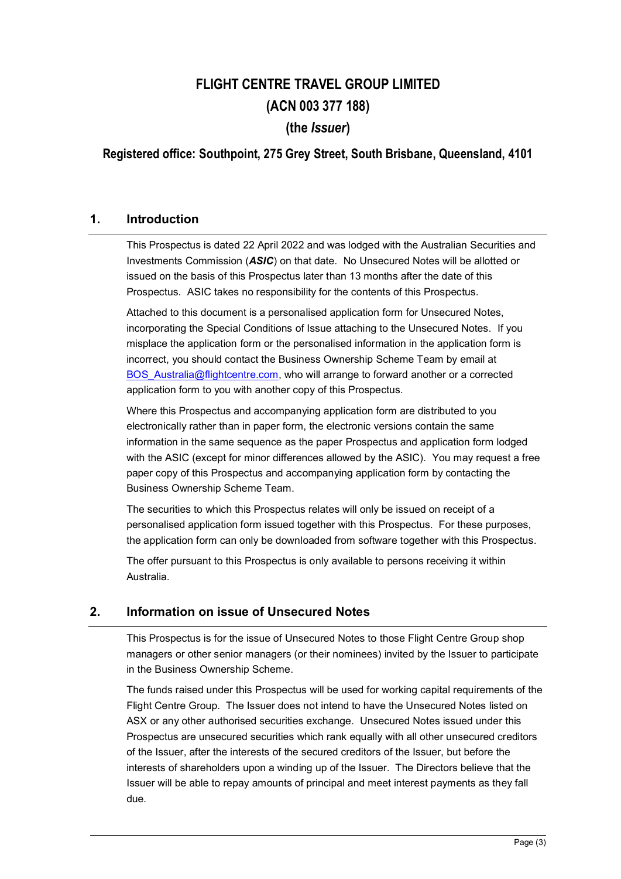# FLIGHT CENTRE TRAVEL GROUP LIMITED
# (ACN 003 377 188)
# (the *Issuer*)

**Registered office: Southpoint, 275 Grey Street, South Brisbane, Queensland, 4101**

## 1. Introduction

This Prospectus is dated 22 April 2022 and was lodged with the Australian Securities and Investments Commission (***ASIC***) on that date. No Unsecured Notes will be allotted or issued on the basis of this Prospectus later than 13 months after the date of this Prospectus. ASIC takes no responsibility for the contents of this Prospectus.

Attached to this document is a personalised application form for Unsecured Notes, incorporating the Special Conditions of Issue attaching to the Unsecured Notes. If you misplace the application form or the personalised information in the application form is incorrect, you should contact the Business Ownership Scheme Team by email at BOS_Australia@flightcentre.com, who will arrange to forward another or a corrected application form to you with another copy of this Prospectus.

Where this Prospectus and accompanying application form are distributed to you electronically rather than in paper form, the electronic versions contain the same information in the same sequence as the paper Prospectus and application form lodged with the ASIC (except for minor differences allowed by the ASIC). You may request a free paper copy of this Prospectus and accompanying application form by contacting the Business Ownership Scheme Team.

The securities to which this Prospectus relates will only be issued on receipt of a personalised application form issued together with this Prospectus. For these purposes, the application form can only be downloaded from software together with this Prospectus.

The offer pursuant to this Prospectus is only available to persons receiving it within Australia.

## 2. Information on issue of Unsecured Notes

This Prospectus is for the issue of Unsecured Notes to those Flight Centre Group shop managers or other senior managers (or their nominees) invited by the Issuer to participate in the Business Ownership Scheme.

The funds raised under this Prospectus will be used for working capital requirements of the Flight Centre Group. The Issuer does not intend to have the Unsecured Notes listed on ASX or any other authorised securities exchange. Unsecured Notes issued under this Prospectus are unsecured securities which rank equally with all other unsecured creditors of the Issuer, after the interests of the secured creditors of the Issuer, but before the interests of shareholders upon a winding up of the Issuer. The Directors believe that the Issuer will be able to repay amounts of principal and meet interest payments as they fall due.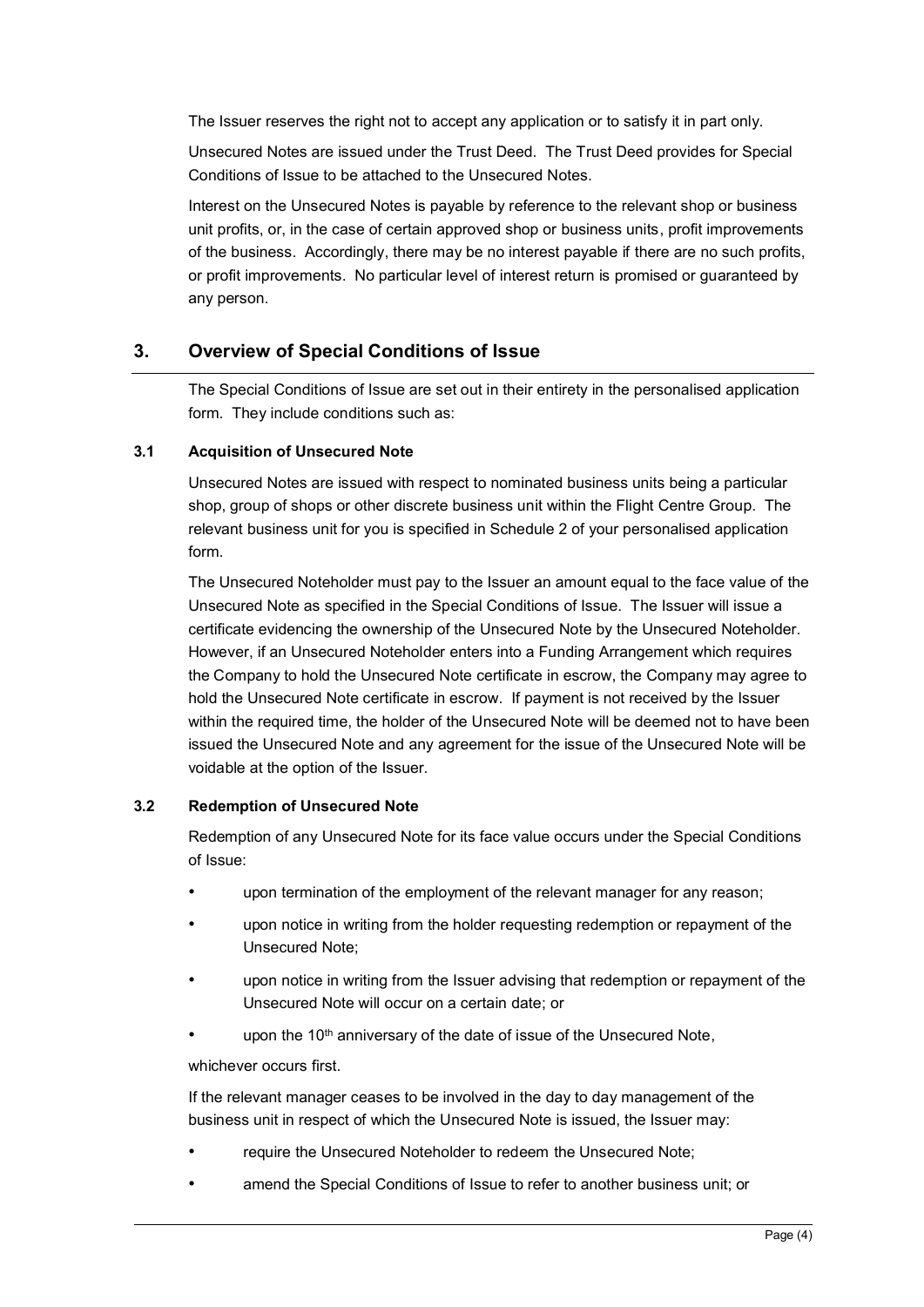The Issuer reserves the right not to accept any application or to satisfy it in part only.

Unsecured Notes are issued under the Trust Deed. The Trust Deed provides for Special Conditions of Issue to be attached to the Unsecured Notes.

Interest on the Unsecured Notes is payable by reference to the relevant shop or business unit profits, or, in the case of certain approved shop or business units, profit improvements of the business. Accordingly, there may be no interest payable if there are no such profits, or profit improvements. No particular level of interest return is promised or guaranteed by any person.

## 3. Overview of Special Conditions of Issue

The Special Conditions of Issue are set out in their entirety in the personalised application form. They include conditions such as:

### 3.1 Acquisition of Unsecured Note

Unsecured Notes are issued with respect to nominated business units being a particular shop, group of shops or other discrete business unit within the Flight Centre Group. The relevant business unit for you is specified in Schedule 2 of your personalised application form.

The Unsecured Noteholder must pay to the Issuer an amount equal to the face value of the Unsecured Note as specified in the Special Conditions of Issue. The Issuer will issue a certificate evidencing the ownership of the Unsecured Note by the Unsecured Noteholder. However, if an Unsecured Noteholder enters into a Funding Arrangement which requires the Company to hold the Unsecured Note certificate in escrow, the Company may agree to hold the Unsecured Note certificate in escrow. If payment is not received by the Issuer within the required time, the holder of the Unsecured Note will be deemed not to have been issued the Unsecured Note and any agreement for the issue of the Unsecured Note will be voidable at the option of the Issuer.

### 3.2 Redemption of Unsecured Note

Redemption of any Unsecured Note for its face value occurs under the Special Conditions of Issue:

- upon termination of the employment of the relevant manager for any reason;
- upon notice in writing from the holder requesting redemption or repayment of the Unsecured Note;
- upon notice in writing from the Issuer advising that redemption or repayment of the Unsecured Note will occur on a certain date; or
- upon the 10th anniversary of the date of issue of the Unsecured Note,

whichever occurs first.

If the relevant manager ceases to be involved in the day to day management of the business unit in respect of which the Unsecured Note is issued, the Issuer may:

- require the Unsecured Noteholder to redeem the Unsecured Note;
- amend the Special Conditions of Issue to refer to another business unit; or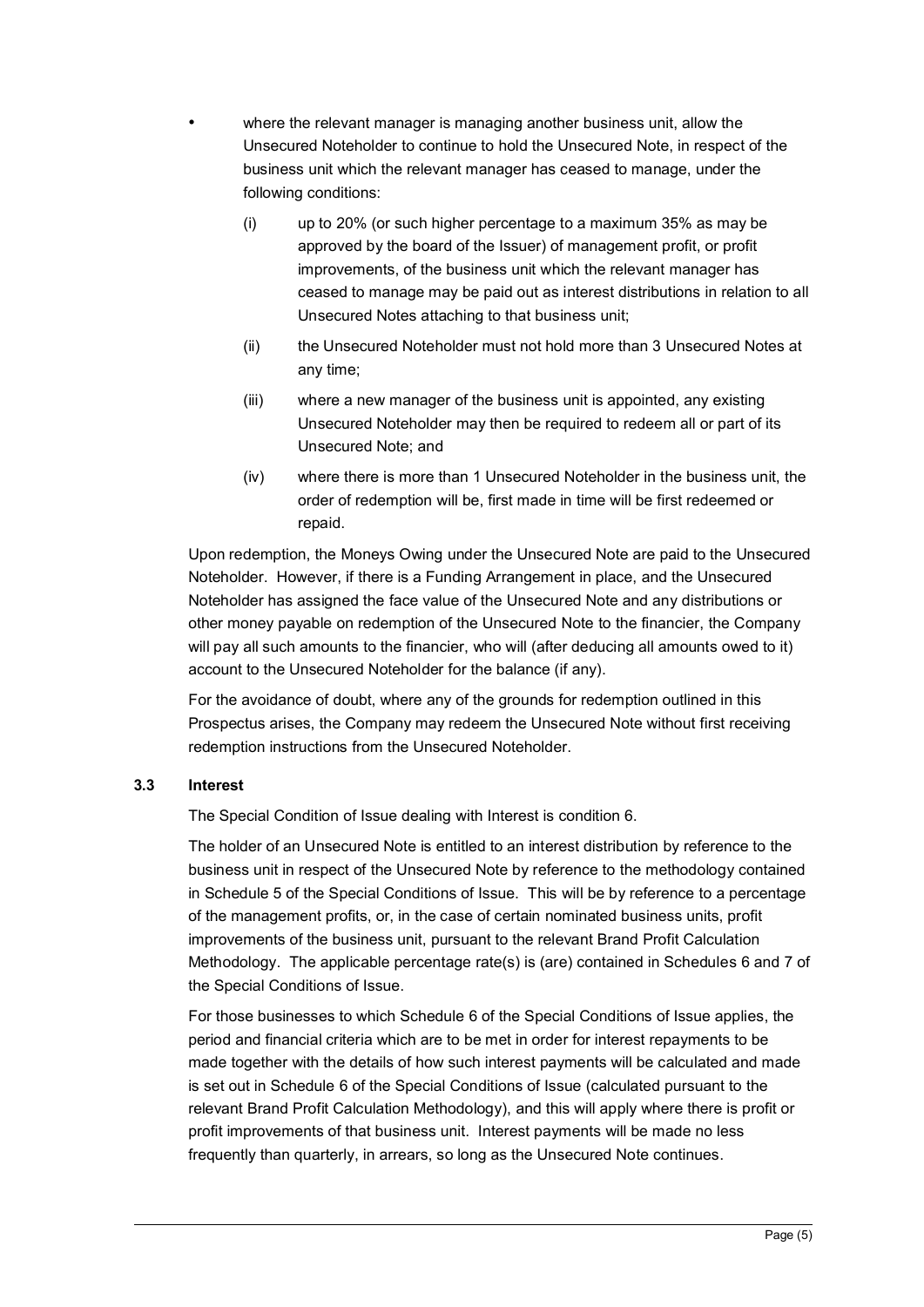- where the relevant manager is managing another business unit, allow the Unsecured Noteholder to continue to hold the Unsecured Note, in respect of the business unit which the relevant manager has ceased to manage, under the following conditions:

  (i) up to 20% (or such higher percentage to a maximum 35% as may be approved by the board of the Issuer) of management profit, or profit improvements, of the business unit which the relevant manager has ceased to manage may be paid out as interest distributions in relation to all Unsecured Notes attaching to that business unit;

  (ii) the Unsecured Noteholder must not hold more than 3 Unsecured Notes at any time;

  (iii) where a new manager of the business unit is appointed, any existing Unsecured Noteholder may then be required to redeem all or part of its Unsecured Note; and

  (iv) where there is more than 1 Unsecured Noteholder in the business unit, the order of redemption will be, first made in time will be first redeemed or repaid.

Upon redemption, the Moneys Owing under the Unsecured Note are paid to the Unsecured Noteholder. However, if there is a Funding Arrangement in place, and the Unsecured Noteholder has assigned the face value of the Unsecured Note and any distributions or other money payable on redemption of the Unsecured Note to the financier, the Company will pay all such amounts to the financier, who will (after deducing all amounts owed to it) account to the Unsecured Noteholder for the balance (if any).

For the avoidance of doubt, where any of the grounds for redemption outlined in this Prospectus arises, the Company may redeem the Unsecured Note without first receiving redemption instructions from the Unsecured Noteholder.

### 3.3 Interest

The Special Condition of Issue dealing with Interest is condition 6.

The holder of an Unsecured Note is entitled to an interest distribution by reference to the business unit in respect of the Unsecured Note by reference to the methodology contained in Schedule 5 of the Special Conditions of Issue. This will be by reference to a percentage of the management profits, or, in the case of certain nominated business units, profit improvements of the business unit, pursuant to the relevant Brand Profit Calculation Methodology. The applicable percentage rate(s) is (are) contained in Schedules 6 and 7 of the Special Conditions of Issue.

For those businesses to which Schedule 6 of the Special Conditions of Issue applies, the period and financial criteria which are to be met in order for interest repayments to be made together with the details of how such interest payments will be calculated and made is set out in Schedule 6 of the Special Conditions of Issue (calculated pursuant to the relevant Brand Profit Calculation Methodology), and this will apply where there is profit or profit improvements of that business unit. Interest payments will be made no less frequently than quarterly, in arrears, so long as the Unsecured Note continues.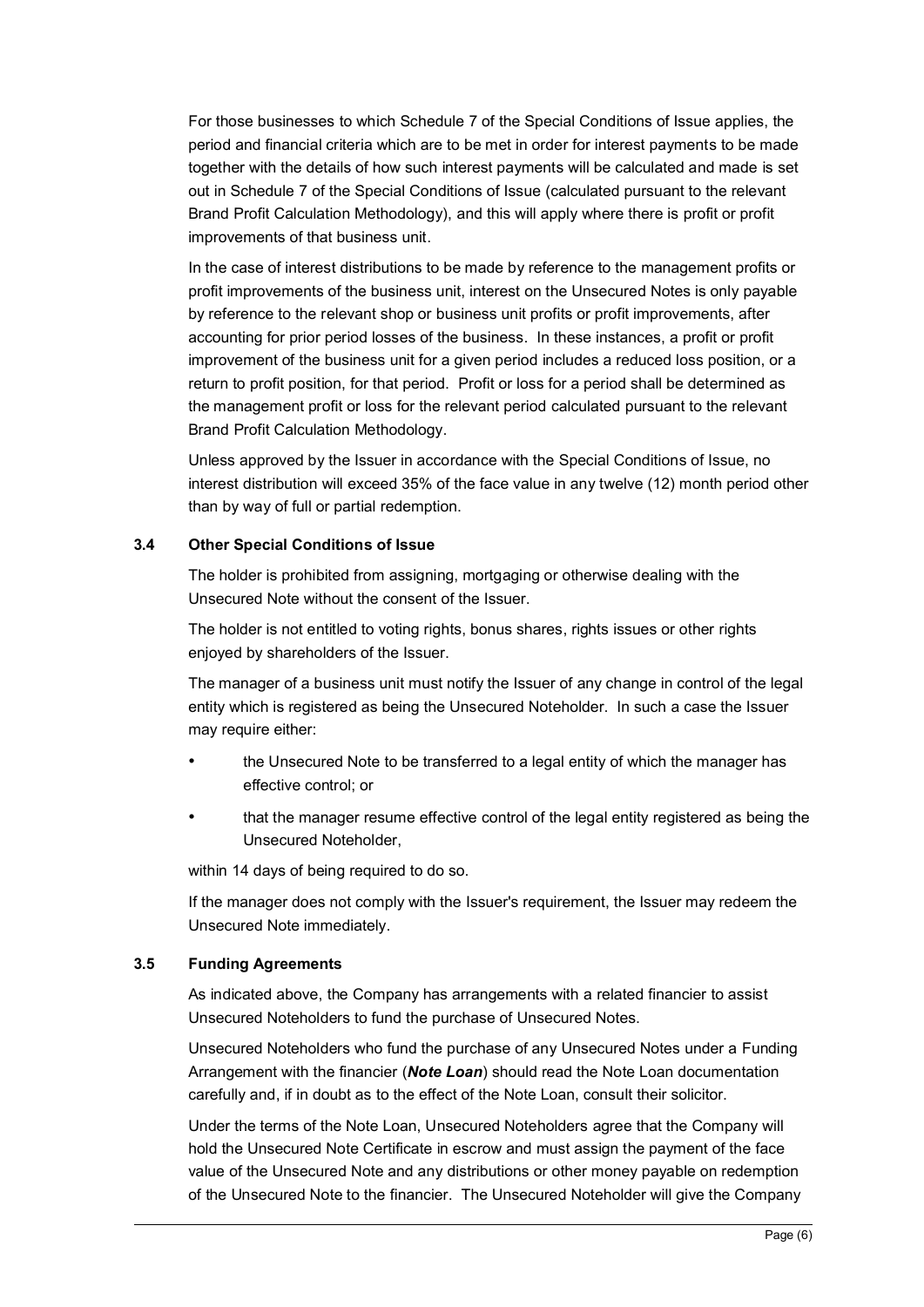For those businesses to which Schedule 7 of the Special Conditions of Issue applies, the period and financial criteria which are to be met in order for interest payments to be made together with the details of how such interest payments will be calculated and made is set out in Schedule 7 of the Special Conditions of Issue (calculated pursuant to the relevant Brand Profit Calculation Methodology), and this will apply where there is profit or profit improvements of that business unit.

In the case of interest distributions to be made by reference to the management profits or profit improvements of the business unit, interest on the Unsecured Notes is only payable by reference to the relevant shop or business unit profits or profit improvements, after accounting for prior period losses of the business. In these instances, a profit or profit improvement of the business unit for a given period includes a reduced loss position, or a return to profit position, for that period. Profit or loss for a period shall be determined as the management profit or loss for the relevant period calculated pursuant to the relevant Brand Profit Calculation Methodology.

Unless approved by the Issuer in accordance with the Special Conditions of Issue, no interest distribution will exceed 35% of the face value in any twelve (12) month period other than by way of full or partial redemption.

### 3.4 Other Special Conditions of Issue

The holder is prohibited from assigning, mortgaging or otherwise dealing with the Unsecured Note without the consent of the Issuer.

The holder is not entitled to voting rights, bonus shares, rights issues or other rights enjoyed by shareholders of the Issuer.

The manager of a business unit must notify the Issuer of any change in control of the legal entity which is registered as being the Unsecured Noteholder. In such a case the Issuer may require either:

- the Unsecured Note to be transferred to a legal entity of which the manager has effective control; or
- that the manager resume effective control of the legal entity registered as being the Unsecured Noteholder,

within 14 days of being required to do so.

If the manager does not comply with the Issuer's requirement, the Issuer may redeem the Unsecured Note immediately.

### 3.5 Funding Agreements

As indicated above, the Company has arrangements with a related financier to assist Unsecured Noteholders to fund the purchase of Unsecured Notes.

Unsecured Noteholders who fund the purchase of any Unsecured Notes under a Funding Arrangement with the financier (***Note Loan***) should read the Note Loan documentation carefully and, if in doubt as to the effect of the Note Loan, consult their solicitor.

Under the terms of the Note Loan, Unsecured Noteholders agree that the Company will hold the Unsecured Note Certificate in escrow and must assign the payment of the face value of the Unsecured Note and any distributions or other money payable on redemption of the Unsecured Note to the financier. The Unsecured Noteholder will give the Company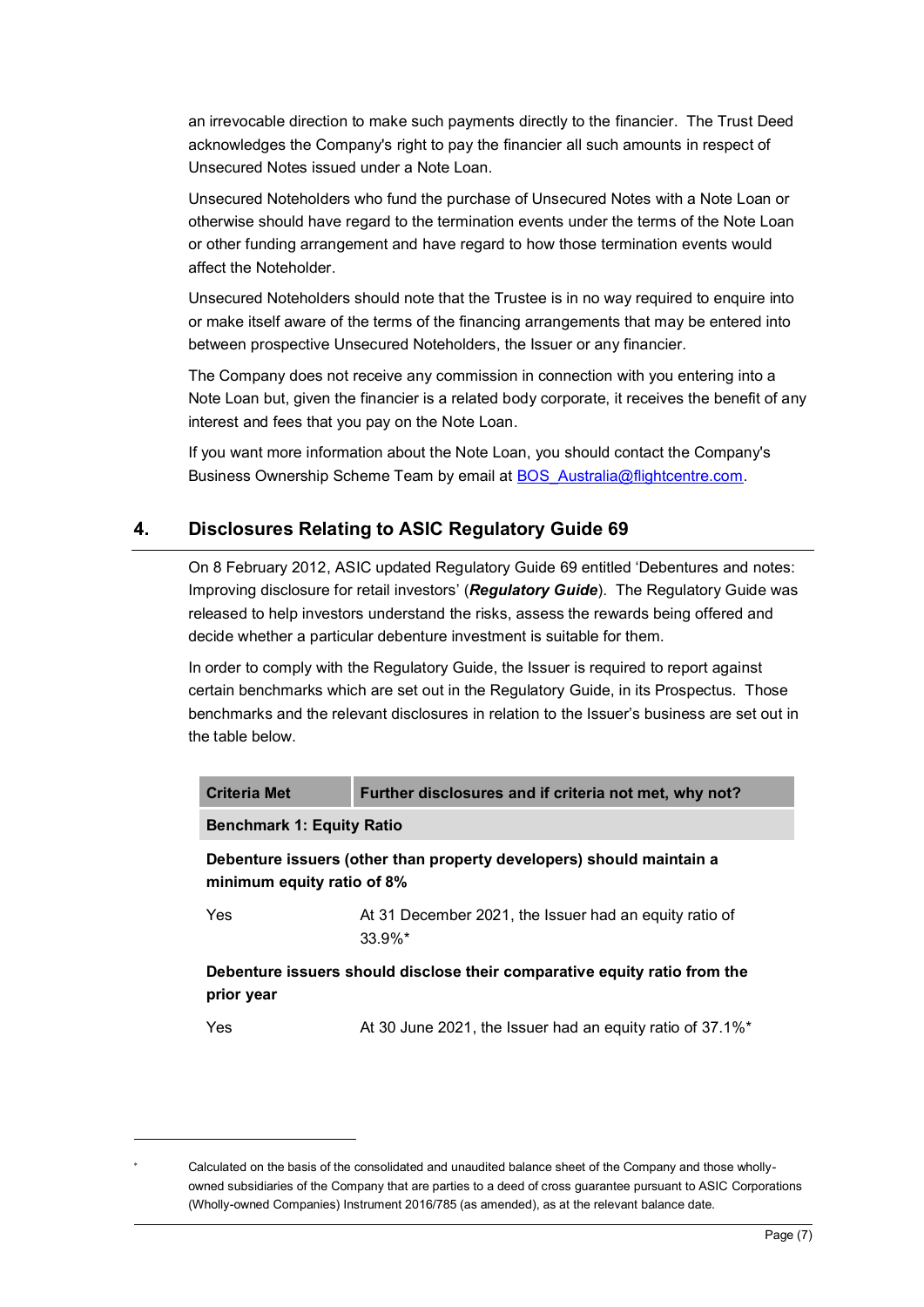an irrevocable direction to make such payments directly to the financier. The Trust Deed acknowledges the Company's right to pay the financier all such amounts in respect of Unsecured Notes issued under a Note Loan.

Unsecured Noteholders who fund the purchase of Unsecured Notes with a Note Loan or otherwise should have regard to the termination events under the terms of the Note Loan or other funding arrangement and have regard to how those termination events would affect the Noteholder.

Unsecured Noteholders should note that the Trustee is in no way required to enquire into or make itself aware of the terms of the financing arrangements that may be entered into between prospective Unsecured Noteholders, the Issuer or any financier.

The Company does not receive any commission in connection with you entering into a Note Loan but, given the financier is a related body corporate, it receives the benefit of any interest and fees that you pay on the Note Loan.

If you want more information about the Note Loan, you should contact the Company's Business Ownership Scheme Team by email at [BOS_Australia@flightcentre.com](mailto:BOS_Australia@flightcentre.com).

## 4. Disclosures Relating to ASIC Regulatory Guide 69

On 8 February 2012, ASIC updated Regulatory Guide 69 entitled 'Debentures and notes: Improving disclosure for retail investors' (***Regulatory Guide***). The Regulatory Guide was released to help investors understand the risks, assess the rewards being offered and decide whether a particular debenture investment is suitable for them.

In order to comply with the Regulatory Guide, the Issuer is required to report against certain benchmarks which are set out in the Regulatory Guide, in its Prospectus. Those benchmarks and the relevant disclosures in relation to the Issuer's business are set out in the table below.

| Criteria Met | Further disclosures and if criteria not met, why not? |
|---|---|
| **Benchmark 1: Equity Ratio** | |
| **Debenture issuers (other than property developers) should maintain a minimum equity ratio of 8%** | |
| Yes | At 31 December 2021, the Issuer had an equity ratio of 33.9%* |
| **Debenture issuers should disclose their comparative equity ratio from the prior year** | |
| Yes | At 30 June 2021, the Issuer had an equity ratio of 37.1%* |

* Calculated on the basis of the consolidated and unaudited balance sheet of the Company and those wholly-owned subsidiaries of the Company that are parties to a deed of cross guarantee pursuant to ASIC Corporations (Wholly-owned Companies) Instrument 2016/785 (as amended), as at the relevant balance date.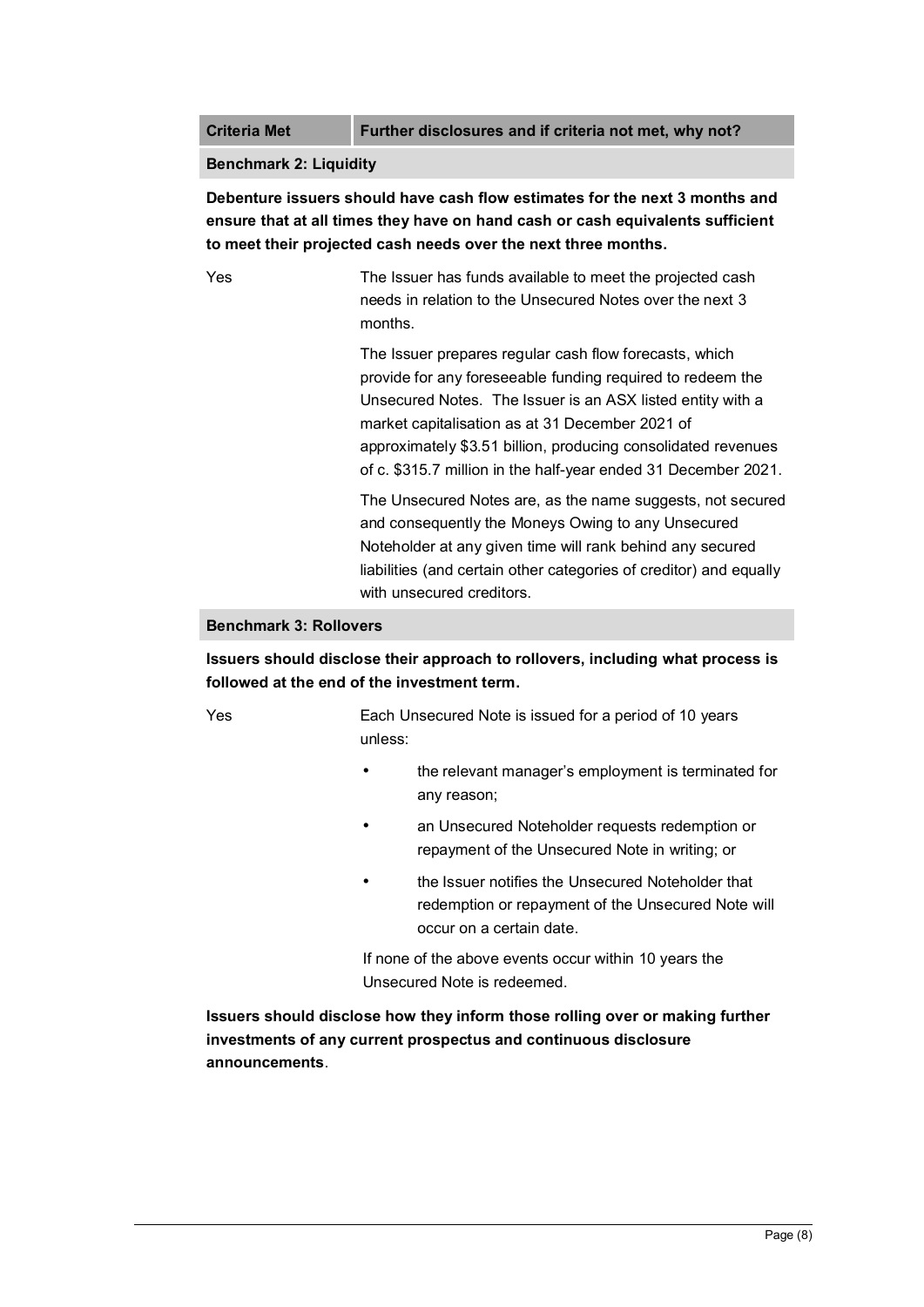| Criteria Met | Further disclosures and if criteria not met, why not? |
| --- | --- |
| **Benchmark 2: Liquidity** | |
| **Debenture issuers should have cash flow estimates for the next 3 months and ensure that at all times they have on hand cash or cash equivalents sufficient to meet their projected cash needs over the next three months.** | |
| Yes | The Issuer has funds available to meet the projected cash needs in relation to the Unsecured Notes over the next 3 months.<br><br>The Issuer prepares regular cash flow forecasts, which provide for any foreseeable funding required to redeem the Unsecured Notes. The Issuer is an ASX listed entity with a market capitalisation as at 31 December 2021 of approximately \$3.51 billion, producing consolidated revenues of c. \$315.7 million in the half-year ended 31 December 2021.<br><br>The Unsecured Notes are, as the name suggests, not secured and consequently the Moneys Owing to any Unsecured Noteholder at any given time will rank behind any secured liabilities (and certain other categories of creditor) and equally with unsecured creditors. |
| **Benchmark 3: Rollovers** | |
| **Issuers should disclose their approach to rollovers, including what process is followed at the end of the investment term.** | |
| Yes | Each Unsecured Note is issued for a period of 10 years unless:<br><br>• the relevant manager's employment is terminated for any reason;<br>• an Unsecured Noteholder requests redemption or repayment of the Unsecured Note in writing; or<br>• the Issuer notifies the Unsecured Noteholder that redemption or repayment of the Unsecured Note will occur on a certain date.<br><br>If none of the above events occur within 10 years the Unsecured Note is redeemed. |
| **Issuers should disclose how they inform those rolling over or making further investments of any current prospectus and continuous disclosure announcements**. | |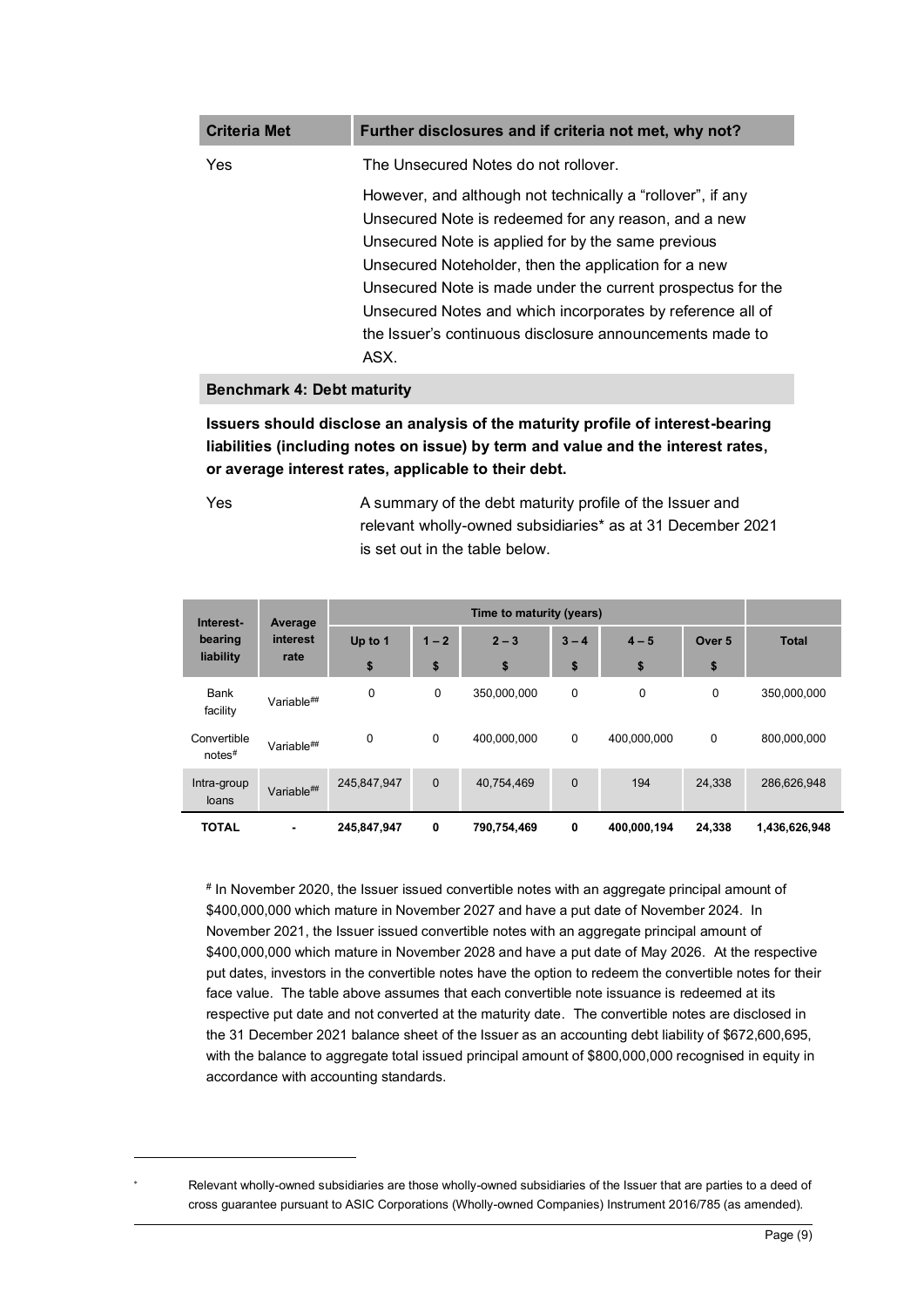| Criteria Met | Further disclosures and if criteria not met, why not? |
|---|---|
| Yes | The Unsecured Notes do not rollover.<br><br>However, and although not technically a "rollover", if any Unsecured Note is redeemed for any reason, and a new Unsecured Note is applied for by the same previous Unsecured Noteholder, then the application for a new Unsecured Note is made under the current prospectus for the Unsecured Notes and which incorporates by reference all of the Issuer's continuous disclosure announcements made to ASX. |

**Benchmark 4: Debt maturity**

**Issuers should disclose an analysis of the maturity profile of interest-bearing liabilities (including notes on issue) by term and value and the interest rates, or average interest rates, applicable to their debt.**

| Criteria Met | Further disclosures and if criteria not met, why not? |
|---|---|
| Yes | A summary of the debt maturity profile of the Issuer and relevant wholly-owned subsidiaries* as at 31 December 2021 is set out in the table below. |

| Interest-bearing liability | Average interest rate | Time to maturity (years) | | | | | | Total |
|---|---|---|---|---|---|---|---|---|
| | | Up to 1<br>$ | 1 – 2<br>$ | 2 – 3<br>$ | 3 – 4<br>$ | 4 – 5<br>$ | Over 5<br>$ | |
| Bank facility | Variable## | 0 | 0 | 350,000,000 | 0 | 0 | 0 | 350,000,000 |
| Convertible notes# | Variable## | 0 | 0 | 400,000,000 | 0 | 400,000,000 | 0 | 800,000,000 |
| Intra-group loans | Variable## | 245,847,947 | 0 | 40,754,469 | 0 | 194 | 24,338 | 286,626,948 |
| **TOTAL** | **-** | **245,847,947** | **0** | **790,754,469** | **0** | **400,000,194** | **24,338** | **1,436,626,948** |

# In November 2020, the Issuer issued convertible notes with an aggregate principal amount of $400,000,000 which mature in November 2027 and have a put date of November 2024. In November 2021, the Issuer issued convertible notes with an aggregate principal amount of $400,000,000 which mature in November 2028 and have a put date of May 2026. At the respective put dates, investors in the convertible notes have the option to redeem the convertible notes for their face value. The table above assumes that each convertible note issuance is redeemed at its respective put date and not converted at the maturity date. The convertible notes are disclosed in the 31 December 2021 balance sheet of the Issuer as an accounting debt liability of $672,600,695, with the balance to aggregate total issued principal amount of $800,000,000 recognised in equity in accordance with accounting standards.

* Relevant wholly-owned subsidiaries are those wholly-owned subsidiaries of the Issuer that are parties to a deed of cross guarantee pursuant to ASIC Corporations (Wholly-owned Companies) Instrument 2016/785 (as amended).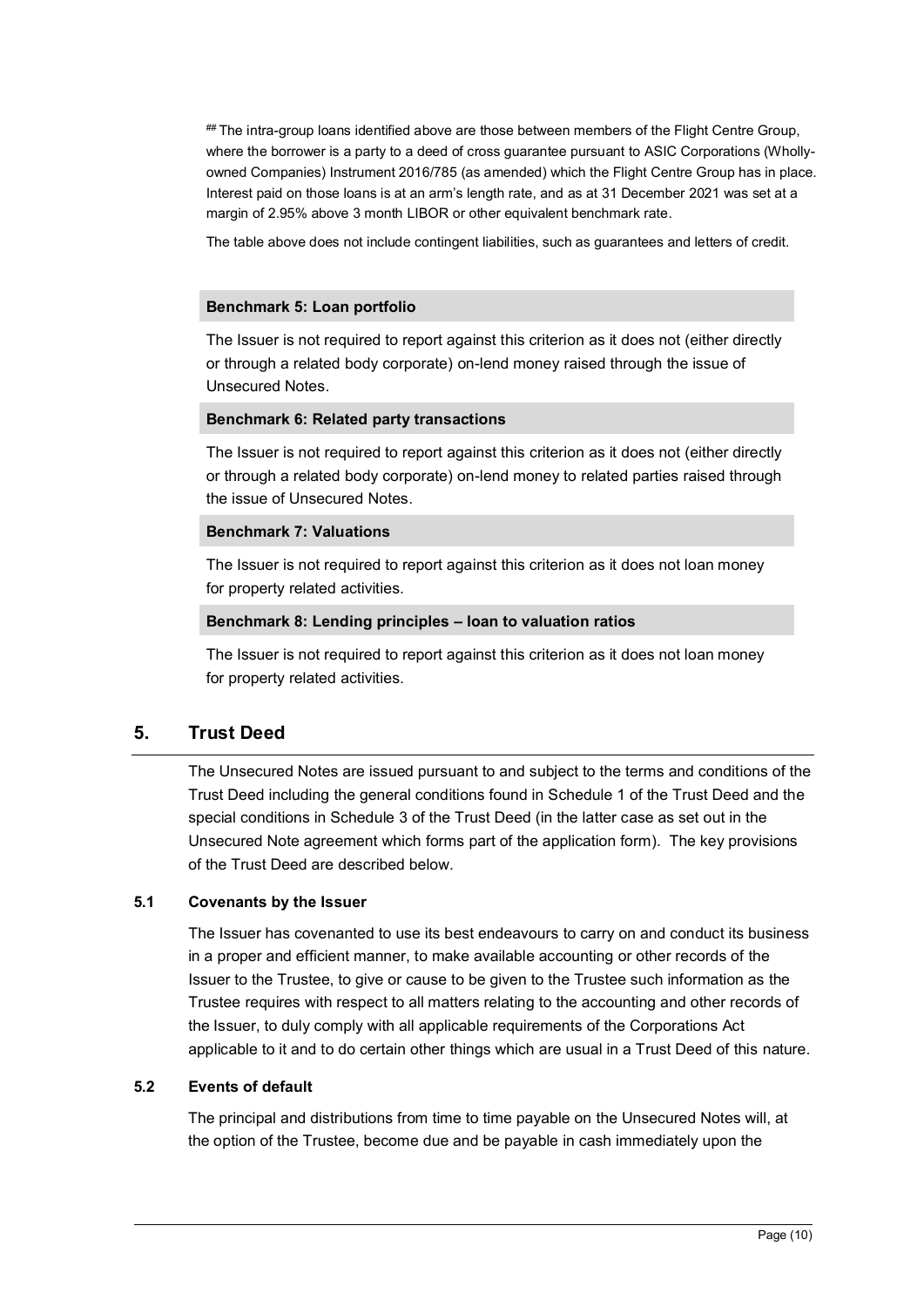## The intra-group loans identified above are those between members of the Flight Centre Group, where the borrower is a party to a deed of cross guarantee pursuant to ASIC Corporations (Wholly-owned Companies) Instrument 2016/785 (as amended) which the Flight Centre Group has in place. Interest paid on those loans is at an arm's length rate, and as at 31 December 2021 was set at a margin of 2.95% above 3 month LIBOR or other equivalent benchmark rate.

The table above does not include contingent liabilities, such as guarantees and letters of credit.

**Benchmark 5: Loan portfolio**

The Issuer is not required to report against this criterion as it does not (either directly or through a related body corporate) on-lend money raised through the issue of Unsecured Notes.

**Benchmark 6: Related party transactions**

The Issuer is not required to report against this criterion as it does not (either directly or through a related body corporate) on-lend money to related parties raised through the issue of Unsecured Notes.

**Benchmark 7: Valuations**

The Issuer is not required to report against this criterion as it does not loan money for property related activities.

**Benchmark 8: Lending principles – loan to valuation ratios**

The Issuer is not required to report against this criterion as it does not loan money for property related activities.

## 5. Trust Deed

The Unsecured Notes are issued pursuant to and subject to the terms and conditions of the Trust Deed including the general conditions found in Schedule 1 of the Trust Deed and the special conditions in Schedule 3 of the Trust Deed (in the latter case as set out in the Unsecured Note agreement which forms part of the application form). The key provisions of the Trust Deed are described below.

### 5.1 Covenants by the Issuer

The Issuer has covenanted to use its best endeavours to carry on and conduct its business in a proper and efficient manner, to make available accounting or other records of the Issuer to the Trustee, to give or cause to be given to the Trustee such information as the Trustee requires with respect to all matters relating to the accounting and other records of the Issuer, to duly comply with all applicable requirements of the Corporations Act applicable to it and to do certain other things which are usual in a Trust Deed of this nature.

### 5.2 Events of default

The principal and distributions from time to time payable on the Unsecured Notes will, at the option of the Trustee, become due and be payable in cash immediately upon the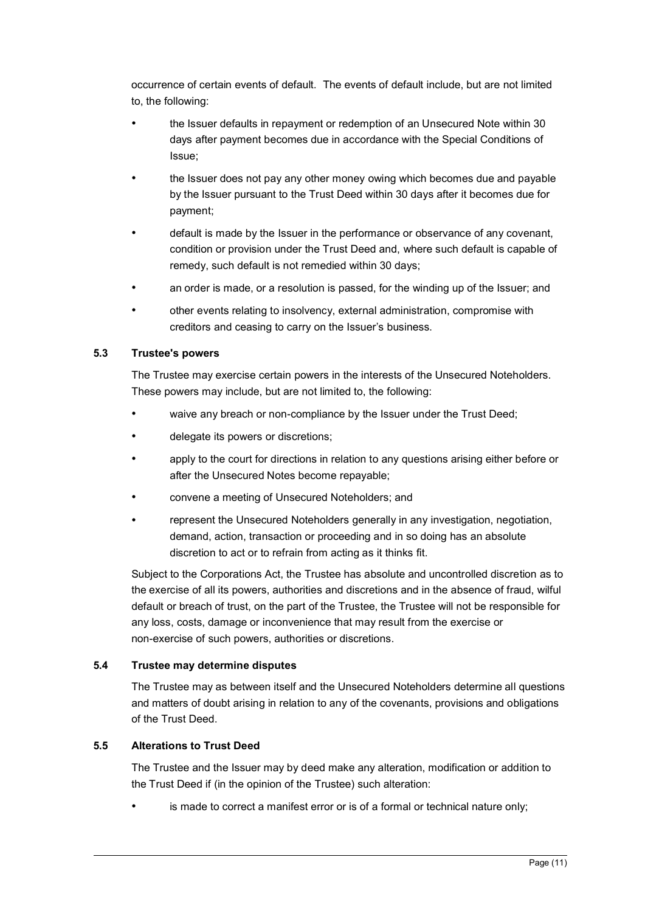occurrence of certain events of default. The events of default include, but are not limited to, the following:

- the Issuer defaults in repayment or redemption of an Unsecured Note within 30 days after payment becomes due in accordance with the Special Conditions of Issue;
- the Issuer does not pay any other money owing which becomes due and payable by the Issuer pursuant to the Trust Deed within 30 days after it becomes due for payment;
- default is made by the Issuer in the performance or observance of any covenant, condition or provision under the Trust Deed and, where such default is capable of remedy, such default is not remedied within 30 days;
- an order is made, or a resolution is passed, for the winding up of the Issuer; and
- other events relating to insolvency, external administration, compromise with creditors and ceasing to carry on the Issuer's business.

### 5.3 Trustee's powers

The Trustee may exercise certain powers in the interests of the Unsecured Noteholders. These powers may include, but are not limited to, the following:

- waive any breach or non-compliance by the Issuer under the Trust Deed;
- delegate its powers or discretions;
- apply to the court for directions in relation to any questions arising either before or after the Unsecured Notes become repayable;
- convene a meeting of Unsecured Noteholders; and
- represent the Unsecured Noteholders generally in any investigation, negotiation, demand, action, transaction or proceeding and in so doing has an absolute discretion to act or to refrain from acting as it thinks fit.

Subject to the Corporations Act, the Trustee has absolute and uncontrolled discretion as to the exercise of all its powers, authorities and discretions and in the absence of fraud, wilful default or breach of trust, on the part of the Trustee, the Trustee will not be responsible for any loss, costs, damage or inconvenience that may result from the exercise or non-exercise of such powers, authorities or discretions.

### 5.4 Trustee may determine disputes

The Trustee may as between itself and the Unsecured Noteholders determine all questions and matters of doubt arising in relation to any of the covenants, provisions and obligations of the Trust Deed.

### 5.5 Alterations to Trust Deed

The Trustee and the Issuer may by deed make any alteration, modification or addition to the Trust Deed if (in the opinion of the Trustee) such alteration:

- is made to correct a manifest error or is of a formal or technical nature only;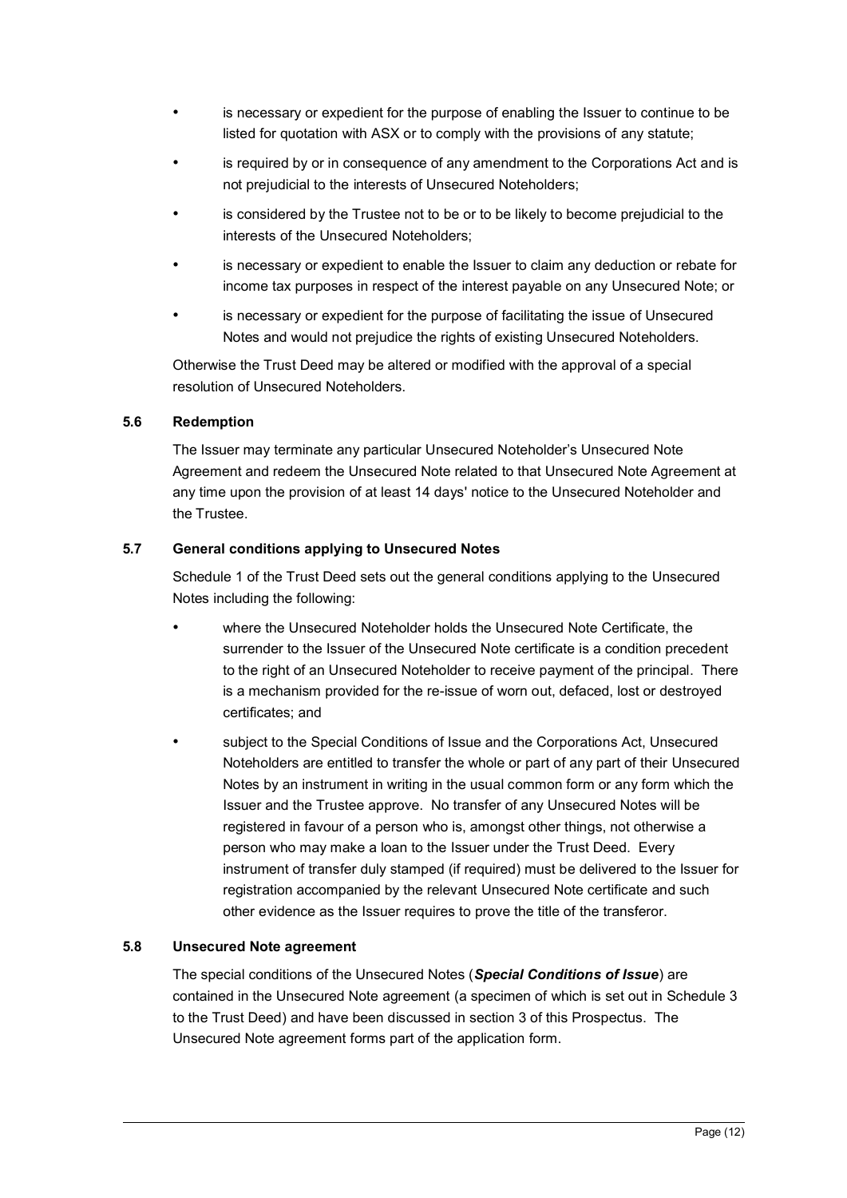- is necessary or expedient for the purpose of enabling the Issuer to continue to be listed for quotation with ASX or to comply with the provisions of any statute;
- is required by or in consequence of any amendment to the Corporations Act and is not prejudicial to the interests of Unsecured Noteholders;
- is considered by the Trustee not to be or to be likely to become prejudicial to the interests of the Unsecured Noteholders;
- is necessary or expedient to enable the Issuer to claim any deduction or rebate for income tax purposes in respect of the interest payable on any Unsecured Note; or
- is necessary or expedient for the purpose of facilitating the issue of Unsecured Notes and would not prejudice the rights of existing Unsecured Noteholders.

Otherwise the Trust Deed may be altered or modified with the approval of a special resolution of Unsecured Noteholders.

### 5.6 Redemption

The Issuer may terminate any particular Unsecured Noteholder's Unsecured Note Agreement and redeem the Unsecured Note related to that Unsecured Note Agreement at any time upon the provision of at least 14 days' notice to the Unsecured Noteholder and the Trustee.

### 5.7 General conditions applying to Unsecured Notes

Schedule 1 of the Trust Deed sets out the general conditions applying to the Unsecured Notes including the following:

- where the Unsecured Noteholder holds the Unsecured Note Certificate, the surrender to the Issuer of the Unsecured Note certificate is a condition precedent to the right of an Unsecured Noteholder to receive payment of the principal. There is a mechanism provided for the re-issue of worn out, defaced, lost or destroyed certificates; and
- subject to the Special Conditions of Issue and the Corporations Act, Unsecured Noteholders are entitled to transfer the whole or part of any part of their Unsecured Notes by an instrument in writing in the usual common form or any form which the Issuer and the Trustee approve. No transfer of any Unsecured Notes will be registered in favour of a person who is, amongst other things, not otherwise a person who may make a loan to the Issuer under the Trust Deed. Every instrument of transfer duly stamped (if required) must be delivered to the Issuer for registration accompanied by the relevant Unsecured Note certificate and such other evidence as the Issuer requires to prove the title of the transferor.

### 5.8 Unsecured Note agreement

The special conditions of the Unsecured Notes (***Special Conditions of Issue***) are contained in the Unsecured Note agreement (a specimen of which is set out in Schedule 3 to the Trust Deed) and have been discussed in section 3 of this Prospectus. The Unsecured Note agreement forms part of the application form.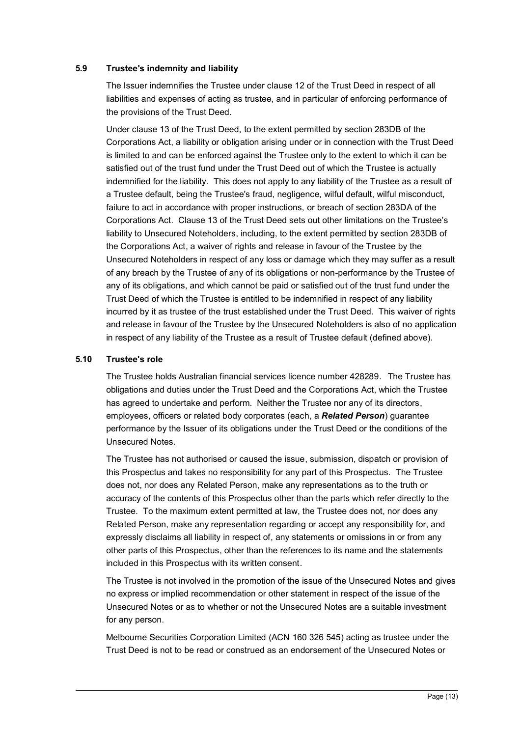### 5.9 Trustee's indemnity and liability

The Issuer indemnifies the Trustee under clause 12 of the Trust Deed in respect of all liabilities and expenses of acting as trustee, and in particular of enforcing performance of the provisions of the Trust Deed.

Under clause 13 of the Trust Deed, to the extent permitted by section 283DB of the Corporations Act, a liability or obligation arising under or in connection with the Trust Deed is limited to and can be enforced against the Trustee only to the extent to which it can be satisfied out of the trust fund under the Trust Deed out of which the Trustee is actually indemnified for the liability. This does not apply to any liability of the Trustee as a result of a Trustee default, being the Trustee's fraud, negligence, wilful default, wilful misconduct, failure to act in accordance with proper instructions, or breach of section 283DA of the Corporations Act. Clause 13 of the Trust Deed sets out other limitations on the Trustee's liability to Unsecured Noteholders, including, to the extent permitted by section 283DB of the Corporations Act, a waiver of rights and release in favour of the Trustee by the Unsecured Noteholders in respect of any loss or damage which they may suffer as a result of any breach by the Trustee of any of its obligations or non-performance by the Trustee of any of its obligations, and which cannot be paid or satisfied out of the trust fund under the Trust Deed of which the Trustee is entitled to be indemnified in respect of any liability incurred by it as trustee of the trust established under the Trust Deed. This waiver of rights and release in favour of the Trustee by the Unsecured Noteholders is also of no application in respect of any liability of the Trustee as a result of Trustee default (defined above).

### 5.10 Trustee's role

The Trustee holds Australian financial services licence number 428289. The Trustee has obligations and duties under the Trust Deed and the Corporations Act, which the Trustee has agreed to undertake and perform. Neither the Trustee nor any of its directors, employees, officers or related body corporates (each, a ***Related Person***) guarantee performance by the Issuer of its obligations under the Trust Deed or the conditions of the Unsecured Notes.

The Trustee has not authorised or caused the issue, submission, dispatch or provision of this Prospectus and takes no responsibility for any part of this Prospectus. The Trustee does not, nor does any Related Person, make any representations as to the truth or accuracy of the contents of this Prospectus other than the parts which refer directly to the Trustee. To the maximum extent permitted at law, the Trustee does not, nor does any Related Person, make any representation regarding or accept any responsibility for, and expressly disclaims all liability in respect of, any statements or omissions in or from any other parts of this Prospectus, other than the references to its name and the statements included in this Prospectus with its written consent.

The Trustee is not involved in the promotion of the issue of the Unsecured Notes and gives no express or implied recommendation or other statement in respect of the issue of the Unsecured Notes or as to whether or not the Unsecured Notes are a suitable investment for any person.

Melbourne Securities Corporation Limited (ACN 160 326 545) acting as trustee under the Trust Deed is not to be read or construed as an endorsement of the Unsecured Notes or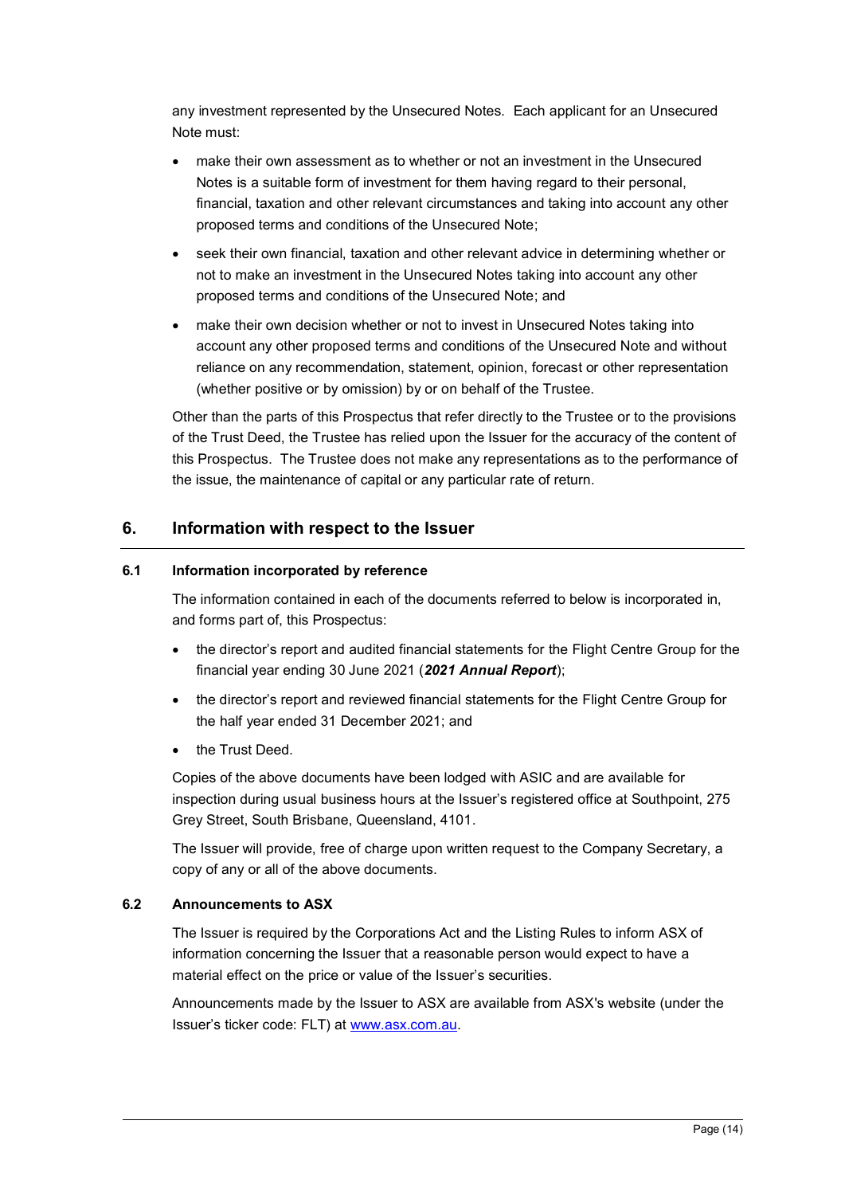any investment represented by the Unsecured Notes. Each applicant for an Unsecured Note must:

- make their own assessment as to whether or not an investment in the Unsecured Notes is a suitable form of investment for them having regard to their personal, financial, taxation and other relevant circumstances and taking into account any other proposed terms and conditions of the Unsecured Note;
- seek their own financial, taxation and other relevant advice in determining whether or not to make an investment in the Unsecured Notes taking into account any other proposed terms and conditions of the Unsecured Note; and
- make their own decision whether or not to invest in Unsecured Notes taking into account any other proposed terms and conditions of the Unsecured Note and without reliance on any recommendation, statement, opinion, forecast or other representation (whether positive or by omission) by or on behalf of the Trustee.

Other than the parts of this Prospectus that refer directly to the Trustee or to the provisions of the Trust Deed, the Trustee has relied upon the Issuer for the accuracy of the content of this Prospectus. The Trustee does not make any representations as to the performance of the issue, the maintenance of capital or any particular rate of return.

## 6. Information with respect to the Issuer

### 6.1 Information incorporated by reference

The information contained in each of the documents referred to below is incorporated in, and forms part of, this Prospectus:

- the director's report and audited financial statements for the Flight Centre Group for the financial year ending 30 June 2021 (***2021 Annual Report***);
- the director's report and reviewed financial statements for the Flight Centre Group for the half year ended 31 December 2021; and
- the Trust Deed.

Copies of the above documents have been lodged with ASIC and are available for inspection during usual business hours at the Issuer's registered office at Southpoint, 275 Grey Street, South Brisbane, Queensland, 4101.

The Issuer will provide, free of charge upon written request to the Company Secretary, a copy of any or all of the above documents.

### 6.2 Announcements to ASX

The Issuer is required by the Corporations Act and the Listing Rules to inform ASX of information concerning the Issuer that a reasonable person would expect to have a material effect on the price or value of the Issuer's securities.

Announcements made by the Issuer to ASX are available from ASX's website (under the Issuer's ticker code: FLT) at [www.asx.com.au](http://www.asx.com.au).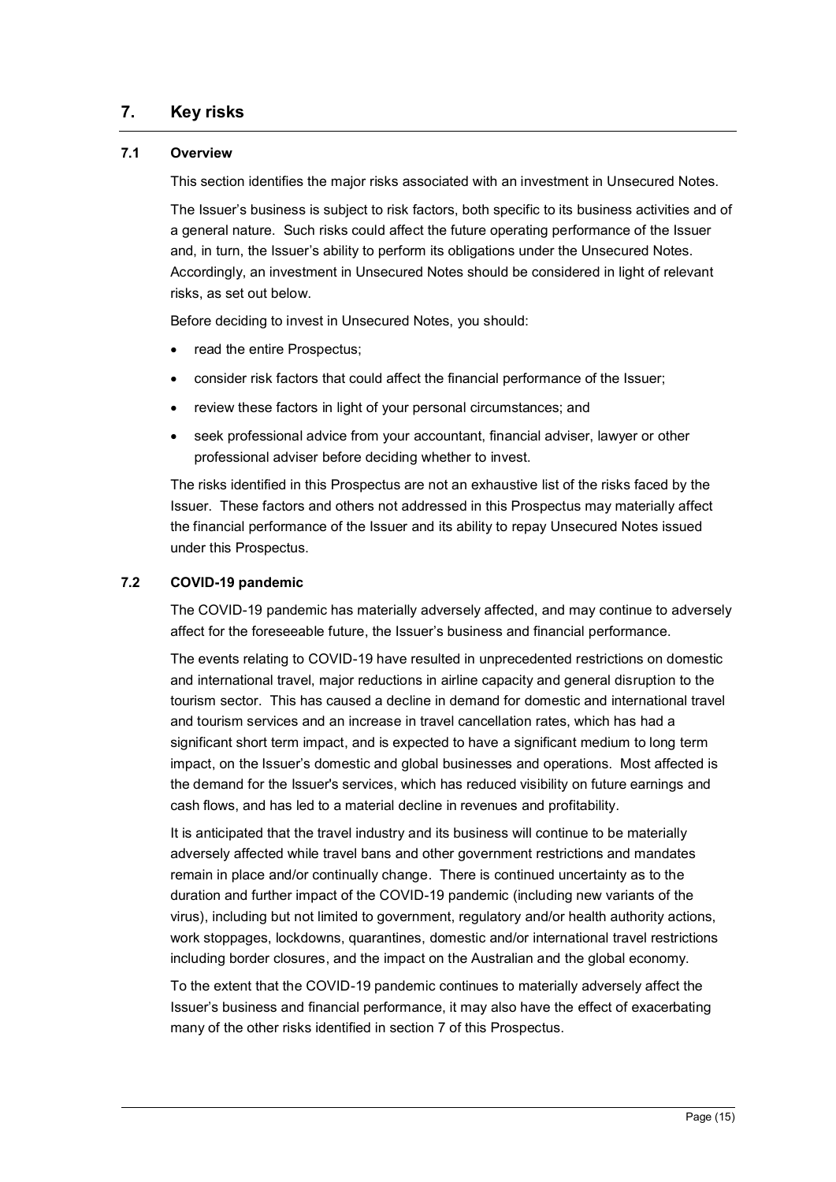## 7. Key risks

### 7.1 Overview

This section identifies the major risks associated with an investment in Unsecured Notes.

The Issuer's business is subject to risk factors, both specific to its business activities and of a general nature. Such risks could affect the future operating performance of the Issuer and, in turn, the Issuer's ability to perform its obligations under the Unsecured Notes. Accordingly, an investment in Unsecured Notes should be considered in light of relevant risks, as set out below.

Before deciding to invest in Unsecured Notes, you should:

- read the entire Prospectus;
- consider risk factors that could affect the financial performance of the Issuer;
- review these factors in light of your personal circumstances; and
- seek professional advice from your accountant, financial adviser, lawyer or other professional adviser before deciding whether to invest.

The risks identified in this Prospectus are not an exhaustive list of the risks faced by the Issuer. These factors and others not addressed in this Prospectus may materially affect the financial performance of the Issuer and its ability to repay Unsecured Notes issued under this Prospectus.

### 7.2 COVID-19 pandemic

The COVID-19 pandemic has materially adversely affected, and may continue to adversely affect for the foreseeable future, the Issuer's business and financial performance.

The events relating to COVID-19 have resulted in unprecedented restrictions on domestic and international travel, major reductions in airline capacity and general disruption to the tourism sector. This has caused a decline in demand for domestic and international travel and tourism services and an increase in travel cancellation rates, which has had a significant short term impact, and is expected to have a significant medium to long term impact, on the Issuer's domestic and global businesses and operations. Most affected is the demand for the Issuer's services, which has reduced visibility on future earnings and cash flows, and has led to a material decline in revenues and profitability.

It is anticipated that the travel industry and its business will continue to be materially adversely affected while travel bans and other government restrictions and mandates remain in place and/or continually change. There is continued uncertainty as to the duration and further impact of the COVID-19 pandemic (including new variants of the virus), including but not limited to government, regulatory and/or health authority actions, work stoppages, lockdowns, quarantines, domestic and/or international travel restrictions including border closures, and the impact on the Australian and the global economy.

To the extent that the COVID-19 pandemic continues to materially adversely affect the Issuer's business and financial performance, it may also have the effect of exacerbating many of the other risks identified in section 7 of this Prospectus.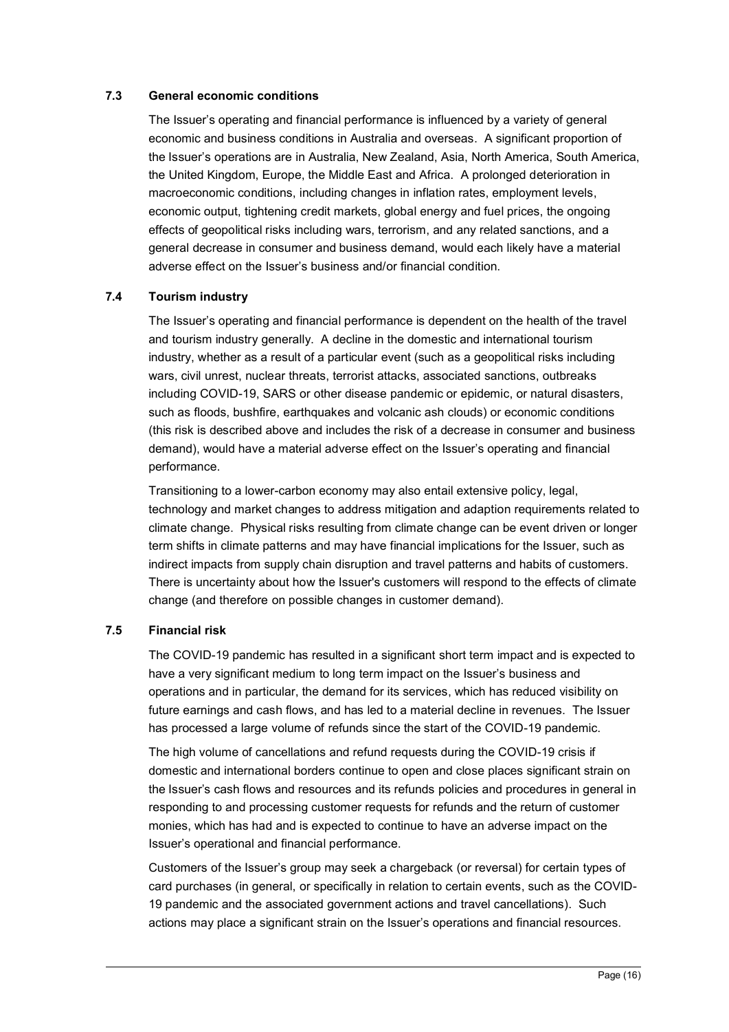### 7.3 General economic conditions

The Issuer's operating and financial performance is influenced by a variety of general economic and business conditions in Australia and overseas. A significant proportion of the Issuer's operations are in Australia, New Zealand, Asia, North America, South America, the United Kingdom, Europe, the Middle East and Africa. A prolonged deterioration in macroeconomic conditions, including changes in inflation rates, employment levels, economic output, tightening credit markets, global energy and fuel prices, the ongoing effects of geopolitical risks including wars, terrorism, and any related sanctions, and a general decrease in consumer and business demand, would each likely have a material adverse effect on the Issuer's business and/or financial condition.

### 7.4 Tourism industry

The Issuer's operating and financial performance is dependent on the health of the travel and tourism industry generally. A decline in the domestic and international tourism industry, whether as a result of a particular event (such as a geopolitical risks including wars, civil unrest, nuclear threats, terrorist attacks, associated sanctions, outbreaks including COVID-19, SARS or other disease pandemic or epidemic, or natural disasters, such as floods, bushfire, earthquakes and volcanic ash clouds) or economic conditions (this risk is described above and includes the risk of a decrease in consumer and business demand), would have a material adverse effect on the Issuer's operating and financial performance.

Transitioning to a lower-carbon economy may also entail extensive policy, legal, technology and market changes to address mitigation and adaption requirements related to climate change. Physical risks resulting from climate change can be event driven or longer term shifts in climate patterns and may have financial implications for the Issuer, such as indirect impacts from supply chain disruption and travel patterns and habits of customers. There is uncertainty about how the Issuer's customers will respond to the effects of climate change (and therefore on possible changes in customer demand).

### 7.5 Financial risk

The COVID-19 pandemic has resulted in a significant short term impact and is expected to have a very significant medium to long term impact on the Issuer's business and operations and in particular, the demand for its services, which has reduced visibility on future earnings and cash flows, and has led to a material decline in revenues. The Issuer has processed a large volume of refunds since the start of the COVID-19 pandemic.

The high volume of cancellations and refund requests during the COVID-19 crisis if domestic and international borders continue to open and close places significant strain on the Issuer's cash flows and resources and its refunds policies and procedures in general in responding to and processing customer requests for refunds and the return of customer monies, which has had and is expected to continue to have an adverse impact on the Issuer's operational and financial performance.

Customers of the Issuer's group may seek a chargeback (or reversal) for certain types of card purchases (in general, or specifically in relation to certain events, such as the COVID-19 pandemic and the associated government actions and travel cancellations). Such actions may place a significant strain on the Issuer's operations and financial resources.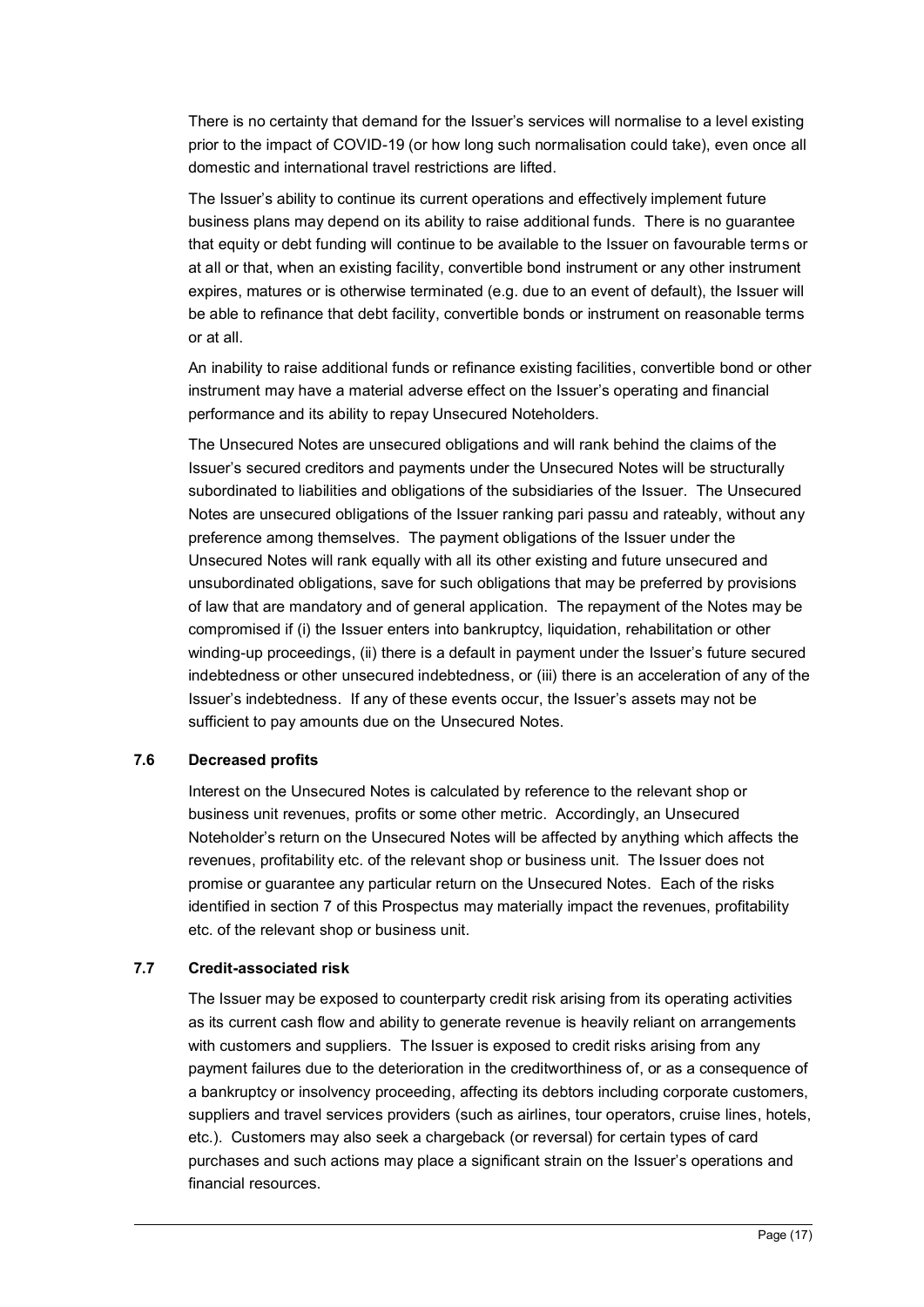There is no certainty that demand for the Issuer's services will normalise to a level existing prior to the impact of COVID-19 (or how long such normalisation could take), even once all domestic and international travel restrictions are lifted.

The Issuer's ability to continue its current operations and effectively implement future business plans may depend on its ability to raise additional funds. There is no guarantee that equity or debt funding will continue to be available to the Issuer on favourable terms or at all or that, when an existing facility, convertible bond instrument or any other instrument expires, matures or is otherwise terminated (e.g. due to an event of default), the Issuer will be able to refinance that debt facility, convertible bonds or instrument on reasonable terms or at all.

An inability to raise additional funds or refinance existing facilities, convertible bond or other instrument may have a material adverse effect on the Issuer's operating and financial performance and its ability to repay Unsecured Noteholders.

The Unsecured Notes are unsecured obligations and will rank behind the claims of the Issuer's secured creditors and payments under the Unsecured Notes will be structurally subordinated to liabilities and obligations of the subsidiaries of the Issuer. The Unsecured Notes are unsecured obligations of the Issuer ranking pari passu and rateably, without any preference among themselves. The payment obligations of the Issuer under the Unsecured Notes will rank equally with all its other existing and future unsecured and unsubordinated obligations, save for such obligations that may be preferred by provisions of law that are mandatory and of general application. The repayment of the Notes may be compromised if (i) the Issuer enters into bankruptcy, liquidation, rehabilitation or other winding-up proceedings, (ii) there is a default in payment under the Issuer's future secured indebtedness or other unsecured indebtedness, or (iii) there is an acceleration of any of the Issuer's indebtedness. If any of these events occur, the Issuer's assets may not be sufficient to pay amounts due on the Unsecured Notes.

### 7.6 Decreased profits

Interest on the Unsecured Notes is calculated by reference to the relevant shop or business unit revenues, profits or some other metric. Accordingly, an Unsecured Noteholder's return on the Unsecured Notes will be affected by anything which affects the revenues, profitability etc. of the relevant shop or business unit. The Issuer does not promise or guarantee any particular return on the Unsecured Notes. Each of the risks identified in section 7 of this Prospectus may materially impact the revenues, profitability etc. of the relevant shop or business unit.

### 7.7 Credit-associated risk

The Issuer may be exposed to counterparty credit risk arising from its operating activities as its current cash flow and ability to generate revenue is heavily reliant on arrangements with customers and suppliers. The Issuer is exposed to credit risks arising from any payment failures due to the deterioration in the creditworthiness of, or as a consequence of a bankruptcy or insolvency proceeding, affecting its debtors including corporate customers, suppliers and travel services providers (such as airlines, tour operators, cruise lines, hotels, etc.). Customers may also seek a chargeback (or reversal) for certain types of card purchases and such actions may place a significant strain on the Issuer's operations and financial resources.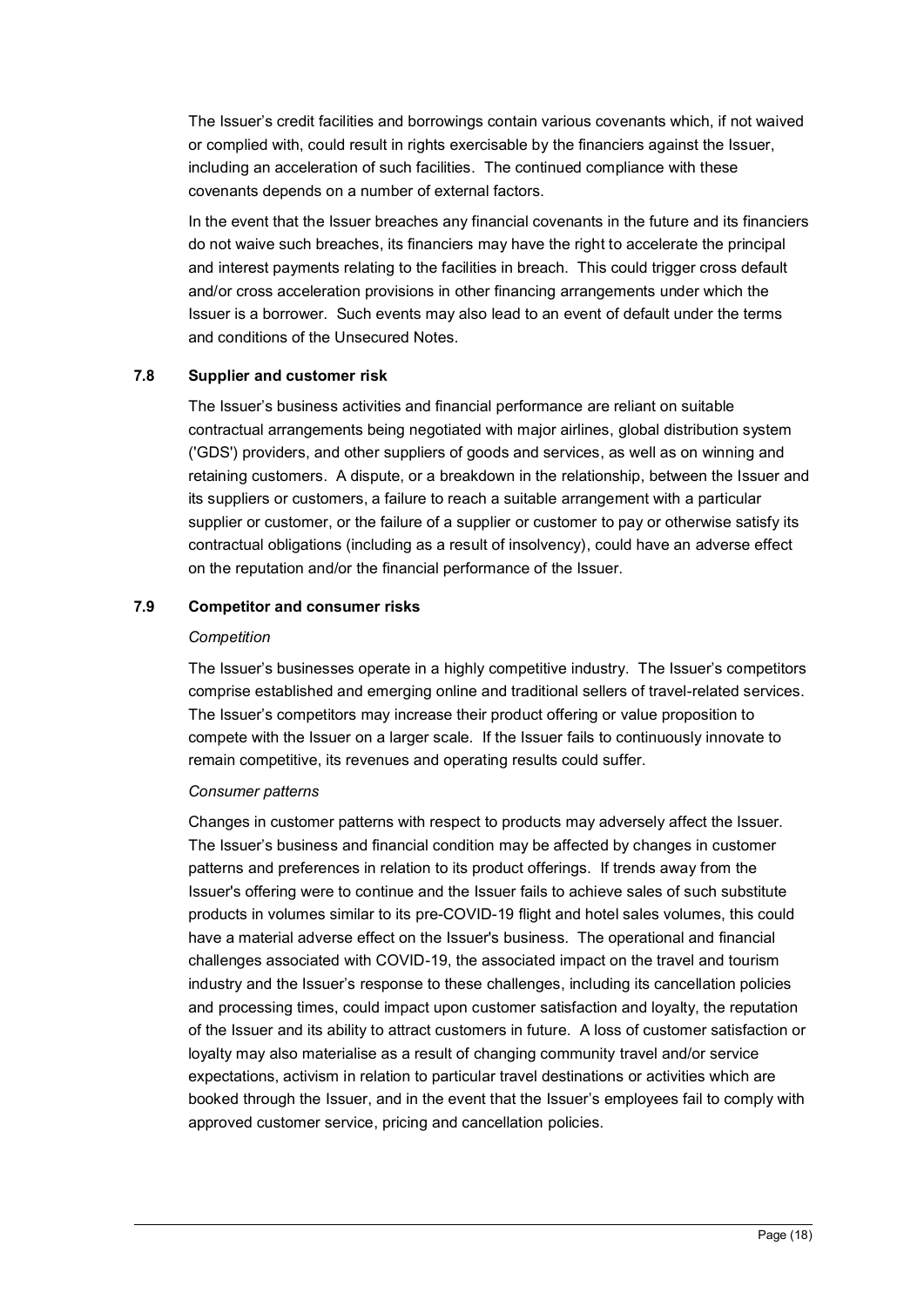The Issuer's credit facilities and borrowings contain various covenants which, if not waived or complied with, could result in rights exercisable by the financiers against the Issuer, including an acceleration of such facilities. The continued compliance with these covenants depends on a number of external factors.

In the event that the Issuer breaches any financial covenants in the future and its financiers do not waive such breaches, its financiers may have the right to accelerate the principal and interest payments relating to the facilities in breach. This could trigger cross default and/or cross acceleration provisions in other financing arrangements under which the Issuer is a borrower. Such events may also lead to an event of default under the terms and conditions of the Unsecured Notes.

### 7.8 Supplier and customer risk

The Issuer's business activities and financial performance are reliant on suitable contractual arrangements being negotiated with major airlines, global distribution system ('GDS') providers, and other suppliers of goods and services, as well as on winning and retaining customers. A dispute, or a breakdown in the relationship, between the Issuer and its suppliers or customers, a failure to reach a suitable arrangement with a particular supplier or customer, or the failure of a supplier or customer to pay or otherwise satisfy its contractual obligations (including as a result of insolvency), could have an adverse effect on the reputation and/or the financial performance of the Issuer.

### 7.9 Competitor and consumer risks

*Competition*

The Issuer's businesses operate in a highly competitive industry. The Issuer's competitors comprise established and emerging online and traditional sellers of travel-related services. The Issuer's competitors may increase their product offering or value proposition to compete with the Issuer on a larger scale. If the Issuer fails to continuously innovate to remain competitive, its revenues and operating results could suffer.

*Consumer patterns*

Changes in customer patterns with respect to products may adversely affect the Issuer. The Issuer's business and financial condition may be affected by changes in customer patterns and preferences in relation to its product offerings. If trends away from the Issuer's offering were to continue and the Issuer fails to achieve sales of such substitute products in volumes similar to its pre-COVID-19 flight and hotel sales volumes, this could have a material adverse effect on the Issuer's business. The operational and financial challenges associated with COVID-19, the associated impact on the travel and tourism industry and the Issuer's response to these challenges, including its cancellation policies and processing times, could impact upon customer satisfaction and loyalty, the reputation of the Issuer and its ability to attract customers in future. A loss of customer satisfaction or loyalty may also materialise as a result of changing community travel and/or service expectations, activism in relation to particular travel destinations or activities which are booked through the Issuer, and in the event that the Issuer's employees fail to comply with approved customer service, pricing and cancellation policies.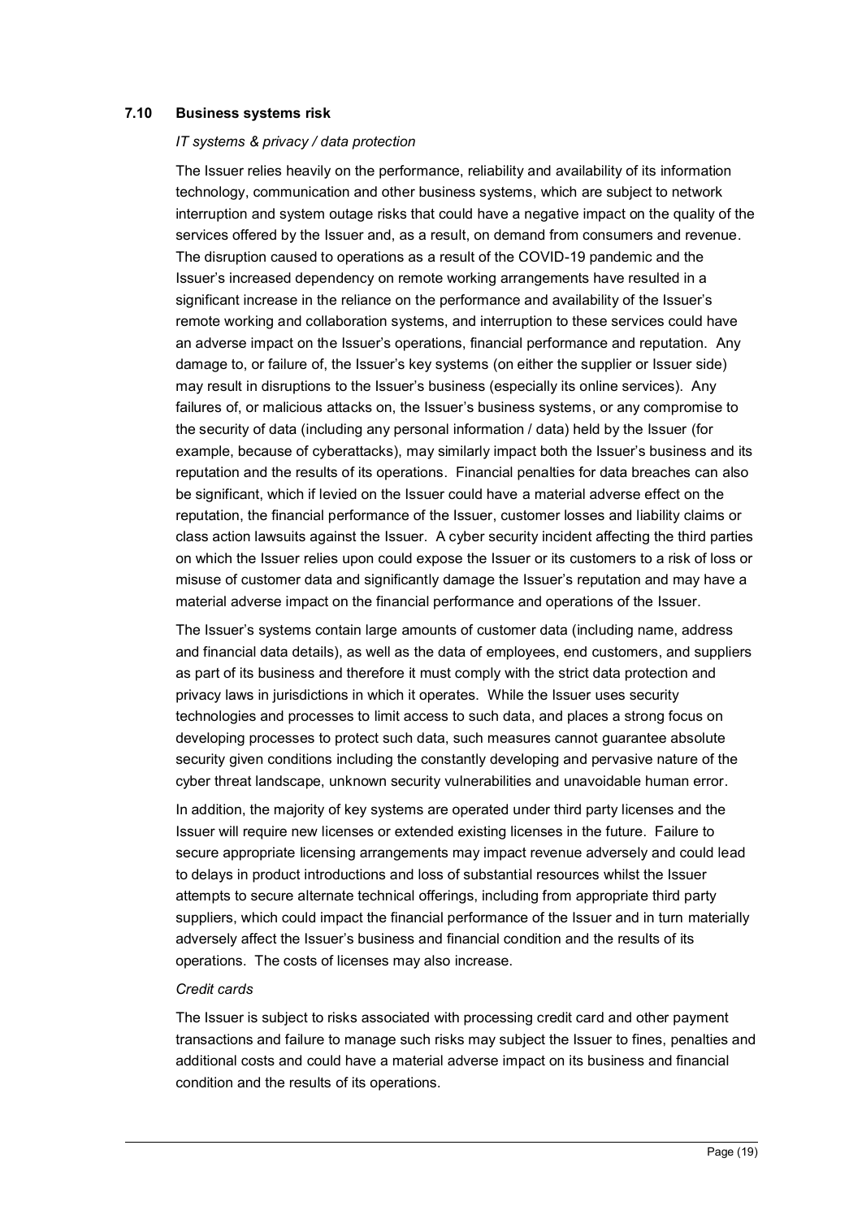### 7.10 Business systems risk

*IT systems & privacy / data protection*

The Issuer relies heavily on the performance, reliability and availability of its information technology, communication and other business systems, which are subject to network interruption and system outage risks that could have a negative impact on the quality of the services offered by the Issuer and, as a result, on demand from consumers and revenue. The disruption caused to operations as a result of the COVID-19 pandemic and the Issuer's increased dependency on remote working arrangements have resulted in a significant increase in the reliance on the performance and availability of the Issuer's remote working and collaboration systems, and interruption to these services could have an adverse impact on the Issuer's operations, financial performance and reputation. Any damage to, or failure of, the Issuer's key systems (on either the supplier or Issuer side) may result in disruptions to the Issuer's business (especially its online services). Any failures of, or malicious attacks on, the Issuer's business systems, or any compromise to the security of data (including any personal information / data) held by the Issuer (for example, because of cyberattacks), may similarly impact both the Issuer's business and its reputation and the results of its operations. Financial penalties for data breaches can also be significant, which if levied on the Issuer could have a material adverse effect on the reputation, the financial performance of the Issuer, customer losses and liability claims or class action lawsuits against the Issuer. A cyber security incident affecting the third parties on which the Issuer relies upon could expose the Issuer or its customers to a risk of loss or misuse of customer data and significantly damage the Issuer's reputation and may have a material adverse impact on the financial performance and operations of the Issuer.

The Issuer's systems contain large amounts of customer data (including name, address and financial data details), as well as the data of employees, end customers, and suppliers as part of its business and therefore it must comply with the strict data protection and privacy laws in jurisdictions in which it operates. While the Issuer uses security technologies and processes to limit access to such data, and places a strong focus on developing processes to protect such data, such measures cannot guarantee absolute security given conditions including the constantly developing and pervasive nature of the cyber threat landscape, unknown security vulnerabilities and unavoidable human error.

In addition, the majority of key systems are operated under third party licenses and the Issuer will require new licenses or extended existing licenses in the future. Failure to secure appropriate licensing arrangements may impact revenue adversely and could lead to delays in product introductions and loss of substantial resources whilst the Issuer attempts to secure alternate technical offerings, including from appropriate third party suppliers, which could impact the financial performance of the Issuer and in turn materially adversely affect the Issuer's business and financial condition and the results of its operations. The costs of licenses may also increase.

*Credit cards*

The Issuer is subject to risks associated with processing credit card and other payment transactions and failure to manage such risks may subject the Issuer to fines, penalties and additional costs and could have a material adverse impact on its business and financial condition and the results of its operations.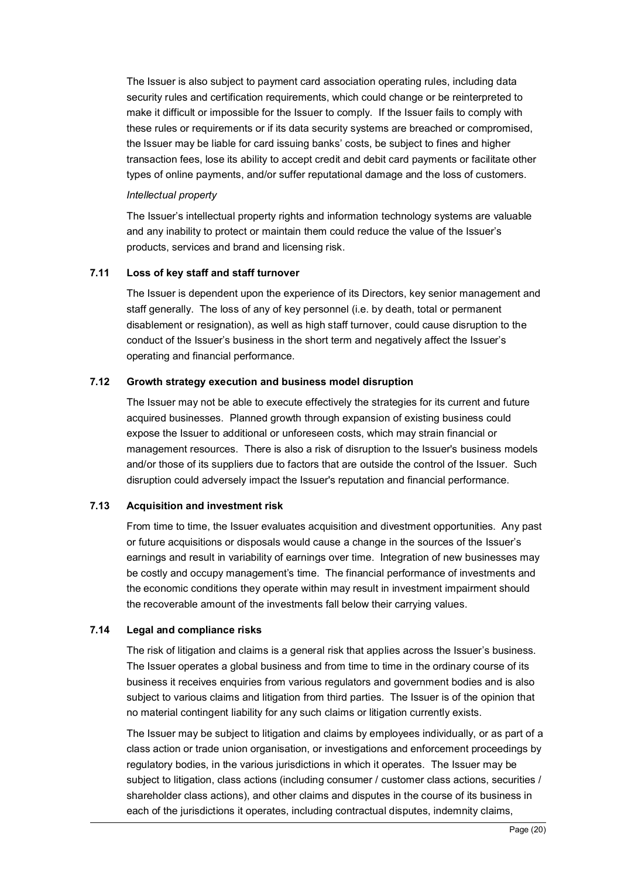The Issuer is also subject to payment card association operating rules, including data security rules and certification requirements, which could change or be reinterpreted to make it difficult or impossible for the Issuer to comply. If the Issuer fails to comply with these rules or requirements or if its data security systems are breached or compromised, the Issuer may be liable for card issuing banks' costs, be subject to fines and higher transaction fees, lose its ability to accept credit and debit card payments or facilitate other types of online payments, and/or suffer reputational damage and the loss of customers.

*Intellectual property*

The Issuer's intellectual property rights and information technology systems are valuable and any inability to protect or maintain them could reduce the value of the Issuer's products, services and brand and licensing risk.

### 7.11 Loss of key staff and staff turnover

The Issuer is dependent upon the experience of its Directors, key senior management and staff generally. The loss of any of key personnel (i.e. by death, total or permanent disablement or resignation), as well as high staff turnover, could cause disruption to the conduct of the Issuer's business in the short term and negatively affect the Issuer's operating and financial performance.

### 7.12 Growth strategy execution and business model disruption

The Issuer may not be able to execute effectively the strategies for its current and future acquired businesses. Planned growth through expansion of existing business could expose the Issuer to additional or unforeseen costs, which may strain financial or management resources. There is also a risk of disruption to the Issuer's business models and/or those of its suppliers due to factors that are outside the control of the Issuer. Such disruption could adversely impact the Issuer's reputation and financial performance.

### 7.13 Acquisition and investment risk

From time to time, the Issuer evaluates acquisition and divestment opportunities. Any past or future acquisitions or disposals would cause a change in the sources of the Issuer's earnings and result in variability of earnings over time. Integration of new businesses may be costly and occupy management's time. The financial performance of investments and the economic conditions they operate within may result in investment impairment should the recoverable amount of the investments fall below their carrying values.

### 7.14 Legal and compliance risks

The risk of litigation and claims is a general risk that applies across the Issuer's business. The Issuer operates a global business and from time to time in the ordinary course of its business it receives enquiries from various regulators and government bodies and is also subject to various claims and litigation from third parties. The Issuer is of the opinion that no material contingent liability for any such claims or litigation currently exists.

The Issuer may be subject to litigation and claims by employees individually, or as part of a class action or trade union organisation, or investigations and enforcement proceedings by regulatory bodies, in the various jurisdictions in which it operates. The Issuer may be subject to litigation, class actions (including consumer / customer class actions, securities / shareholder class actions), and other claims and disputes in the course of its business in each of the jurisdictions it operates, including contractual disputes, indemnity claims,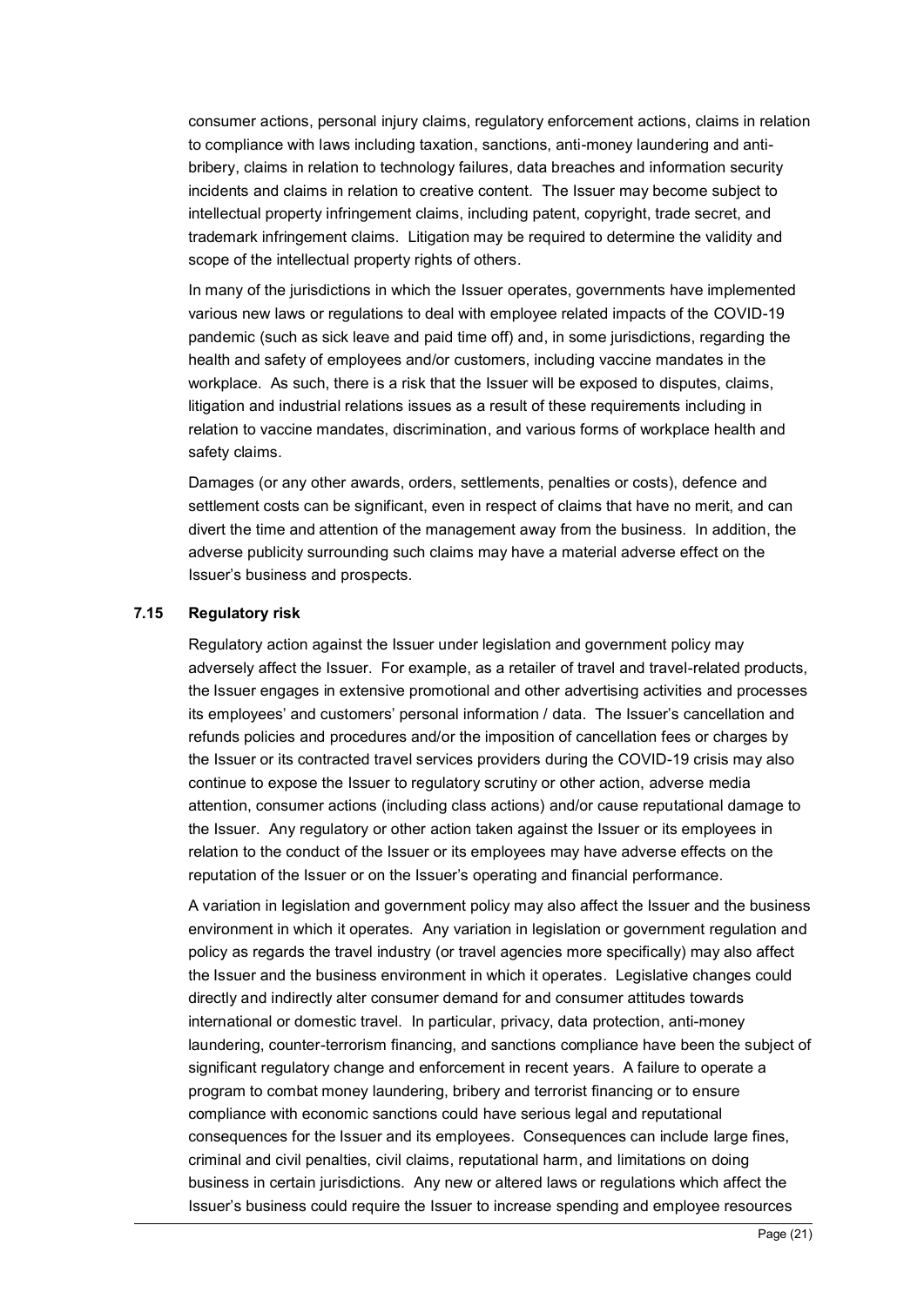consumer actions, personal injury claims, regulatory enforcement actions, claims in relation to compliance with laws including taxation, sanctions, anti-money laundering and anti-bribery, claims in relation to technology failures, data breaches and information security incidents and claims in relation to creative content. The Issuer may become subject to intellectual property infringement claims, including patent, copyright, trade secret, and trademark infringement claims. Litigation may be required to determine the validity and scope of the intellectual property rights of others.

In many of the jurisdictions in which the Issuer operates, governments have implemented various new laws or regulations to deal with employee related impacts of the COVID-19 pandemic (such as sick leave and paid time off) and, in some jurisdictions, regarding the health and safety of employees and/or customers, including vaccine mandates in the workplace. As such, there is a risk that the Issuer will be exposed to disputes, claims, litigation and industrial relations issues as a result of these requirements including in relation to vaccine mandates, discrimination, and various forms of workplace health and safety claims.

Damages (or any other awards, orders, settlements, penalties or costs), defence and settlement costs can be significant, even in respect of claims that have no merit, and can divert the time and attention of the management away from the business. In addition, the adverse publicity surrounding such claims may have a material adverse effect on the Issuer's business and prospects.

### 7.15 Regulatory risk

Regulatory action against the Issuer under legislation and government policy may adversely affect the Issuer. For example, as a retailer of travel and travel-related products, the Issuer engages in extensive promotional and other advertising activities and processes its employees' and customers' personal information / data. The Issuer's cancellation and refunds policies and procedures and/or the imposition of cancellation fees or charges by the Issuer or its contracted travel services providers during the COVID-19 crisis may also continue to expose the Issuer to regulatory scrutiny or other action, adverse media attention, consumer actions (including class actions) and/or cause reputational damage to the Issuer. Any regulatory or other action taken against the Issuer or its employees in relation to the conduct of the Issuer or its employees may have adverse effects on the reputation of the Issuer or on the Issuer's operating and financial performance.

A variation in legislation and government policy may also affect the Issuer and the business environment in which it operates. Any variation in legislation or government regulation and policy as regards the travel industry (or travel agencies more specifically) may also affect the Issuer and the business environment in which it operates. Legislative changes could directly and indirectly alter consumer demand for and consumer attitudes towards international or domestic travel. In particular, privacy, data protection, anti-money laundering, counter-terrorism financing, and sanctions compliance have been the subject of significant regulatory change and enforcement in recent years. A failure to operate a program to combat money laundering, bribery and terrorist financing or to ensure compliance with economic sanctions could have serious legal and reputational consequences for the Issuer and its employees. Consequences can include large fines, criminal and civil penalties, civil claims, reputational harm, and limitations on doing business in certain jurisdictions. Any new or altered laws or regulations which affect the Issuer's business could require the Issuer to increase spending and employee resources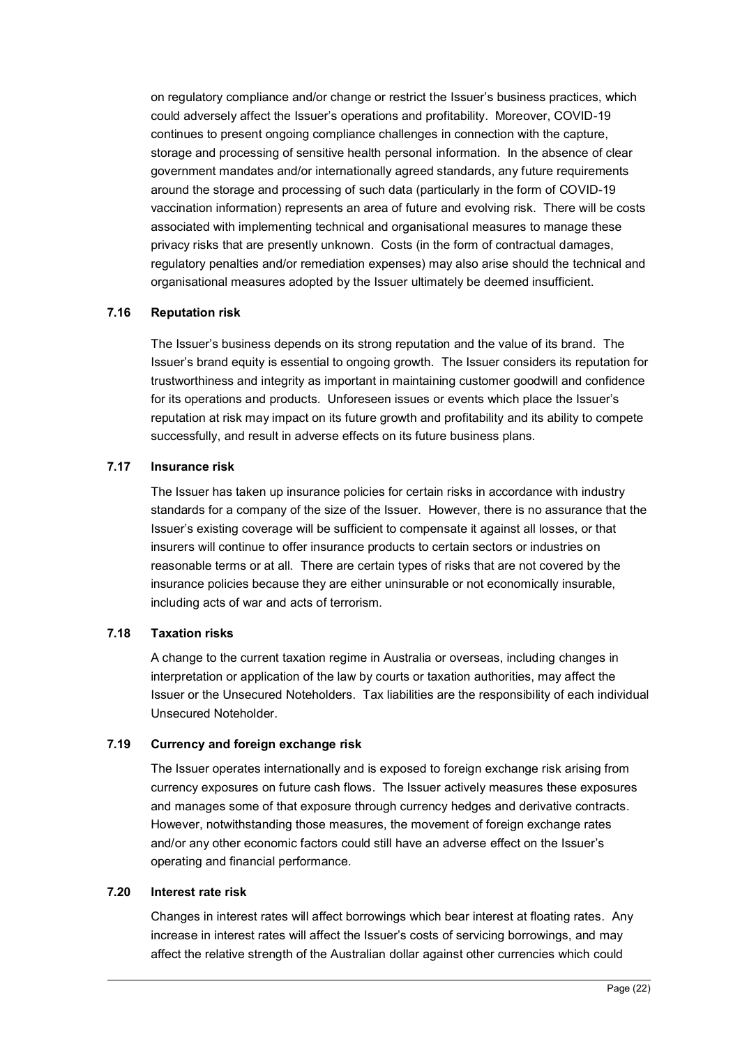on regulatory compliance and/or change or restrict the Issuer's business practices, which could adversely affect the Issuer's operations and profitability. Moreover, COVID-19 continues to present ongoing compliance challenges in connection with the capture, storage and processing of sensitive health personal information. In the absence of clear government mandates and/or internationally agreed standards, any future requirements around the storage and processing of such data (particularly in the form of COVID-19 vaccination information) represents an area of future and evolving risk. There will be costs associated with implementing technical and organisational measures to manage these privacy risks that are presently unknown. Costs (in the form of contractual damages, regulatory penalties and/or remediation expenses) may also arise should the technical and organisational measures adopted by the Issuer ultimately be deemed insufficient.

### 7.16 Reputation risk

The Issuer's business depends on its strong reputation and the value of its brand. The Issuer's brand equity is essential to ongoing growth. The Issuer considers its reputation for trustworthiness and integrity as important in maintaining customer goodwill and confidence for its operations and products. Unforeseen issues or events which place the Issuer's reputation at risk may impact on its future growth and profitability and its ability to compete successfully, and result in adverse effects on its future business plans.

### 7.17 Insurance risk

The Issuer has taken up insurance policies for certain risks in accordance with industry standards for a company of the size of the Issuer. However, there is no assurance that the Issuer's existing coverage will be sufficient to compensate it against all losses, or that insurers will continue to offer insurance products to certain sectors or industries on reasonable terms or at all. There are certain types of risks that are not covered by the insurance policies because they are either uninsurable or not economically insurable, including acts of war and acts of terrorism.

### 7.18 Taxation risks

A change to the current taxation regime in Australia or overseas, including changes in interpretation or application of the law by courts or taxation authorities, may affect the Issuer or the Unsecured Noteholders. Tax liabilities are the responsibility of each individual Unsecured Noteholder.

### 7.19 Currency and foreign exchange risk

The Issuer operates internationally and is exposed to foreign exchange risk arising from currency exposures on future cash flows. The Issuer actively measures these exposures and manages some of that exposure through currency hedges and derivative contracts. However, notwithstanding those measures, the movement of foreign exchange rates and/or any other economic factors could still have an adverse effect on the Issuer's operating and financial performance.

### 7.20 Interest rate risk

Changes in interest rates will affect borrowings which bear interest at floating rates. Any increase in interest rates will affect the Issuer's costs of servicing borrowings, and may affect the relative strength of the Australian dollar against other currencies which could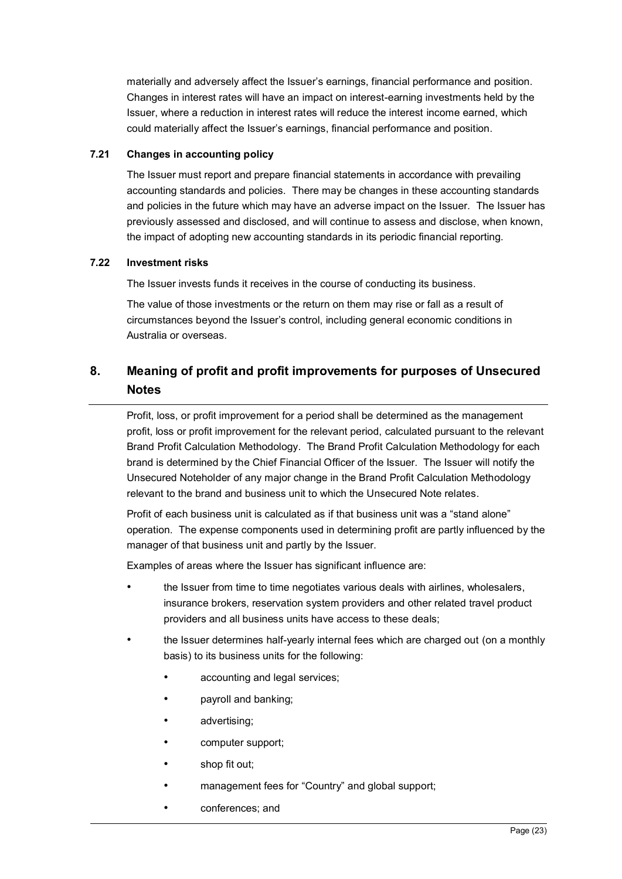materially and adversely affect the Issuer's earnings, financial performance and position. Changes in interest rates will have an impact on interest-earning investments held by the Issuer, where a reduction in interest rates will reduce the interest income earned, which could materially affect the Issuer's earnings, financial performance and position.

### 7.21 Changes in accounting policy

The Issuer must report and prepare financial statements in accordance with prevailing accounting standards and policies. There may be changes in these accounting standards and policies in the future which may have an adverse impact on the Issuer. The Issuer has previously assessed and disclosed, and will continue to assess and disclose, when known, the impact of adopting new accounting standards in its periodic financial reporting.

### 7.22 Investment risks

The Issuer invests funds it receives in the course of conducting its business.

The value of those investments or the return on them may rise or fall as a result of circumstances beyond the Issuer's control, including general economic conditions in Australia or overseas.

## 8. Meaning of profit and profit improvements for purposes of Unsecured Notes

Profit, loss, or profit improvement for a period shall be determined as the management profit, loss or profit improvement for the relevant period, calculated pursuant to the relevant Brand Profit Calculation Methodology. The Brand Profit Calculation Methodology for each brand is determined by the Chief Financial Officer of the Issuer. The Issuer will notify the Unsecured Noteholder of any major change in the Brand Profit Calculation Methodology relevant to the brand and business unit to which the Unsecured Note relates.

Profit of each business unit is calculated as if that business unit was a "stand alone" operation. The expense components used in determining profit are partly influenced by the manager of that business unit and partly by the Issuer.

Examples of areas where the Issuer has significant influence are:

- the Issuer from time to time negotiates various deals with airlines, wholesalers, insurance brokers, reservation system providers and other related travel product providers and all business units have access to these deals;
- the Issuer determines half-yearly internal fees which are charged out (on a monthly basis) to its business units for the following:
  - accounting and legal services;
  - payroll and banking;
  - advertising;
  - computer support;
  - shop fit out;
  - management fees for "Country" and global support;
  - conferences; and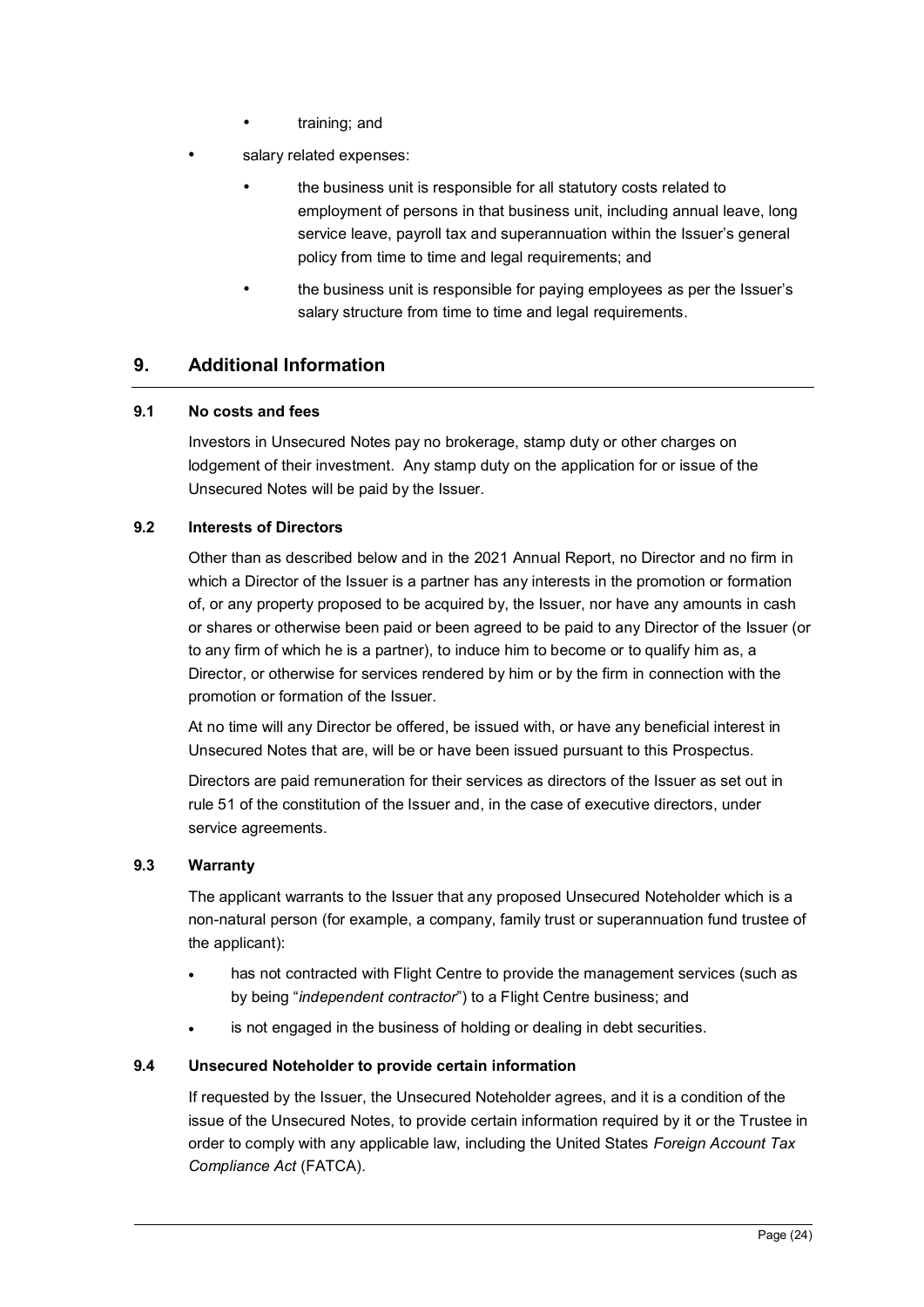- training; and
- salary related expenses:
  - the business unit is responsible for all statutory costs related to employment of persons in that business unit, including annual leave, long service leave, payroll tax and superannuation within the Issuer's general policy from time to time and legal requirements; and
  - the business unit is responsible for paying employees as per the Issuer's salary structure from time to time and legal requirements.

## 9. Additional Information

### 9.1 No costs and fees

Investors in Unsecured Notes pay no brokerage, stamp duty or other charges on lodgement of their investment. Any stamp duty on the application for or issue of the Unsecured Notes will be paid by the Issuer.

### 9.2 Interests of Directors

Other than as described below and in the 2021 Annual Report, no Director and no firm in which a Director of the Issuer is a partner has any interests in the promotion or formation of, or any property proposed to be acquired by, the Issuer, nor have any amounts in cash or shares or otherwise been paid or been agreed to be paid to any Director of the Issuer (or to any firm of which he is a partner), to induce him to become or to qualify him as, a Director, or otherwise for services rendered by him or by the firm in connection with the promotion or formation of the Issuer.

At no time will any Director be offered, be issued with, or have any beneficial interest in Unsecured Notes that are, will be or have been issued pursuant to this Prospectus.

Directors are paid remuneration for their services as directors of the Issuer as set out in rule 51 of the constitution of the Issuer and, in the case of executive directors, under service agreements.

### 9.3 Warranty

The applicant warrants to the Issuer that any proposed Unsecured Noteholder which is a non-natural person (for example, a company, family trust or superannuation fund trustee of the applicant):

- has not contracted with Flight Centre to provide the management services (such as by being "*independent contractor*") to a Flight Centre business; and
- is not engaged in the business of holding or dealing in debt securities.

### 9.4 Unsecured Noteholder to provide certain information

If requested by the Issuer, the Unsecured Noteholder agrees, and it is a condition of the issue of the Unsecured Notes, to provide certain information required by it or the Trustee in order to comply with any applicable law, including the United States *Foreign Account Tax Compliance Act* (FATCA).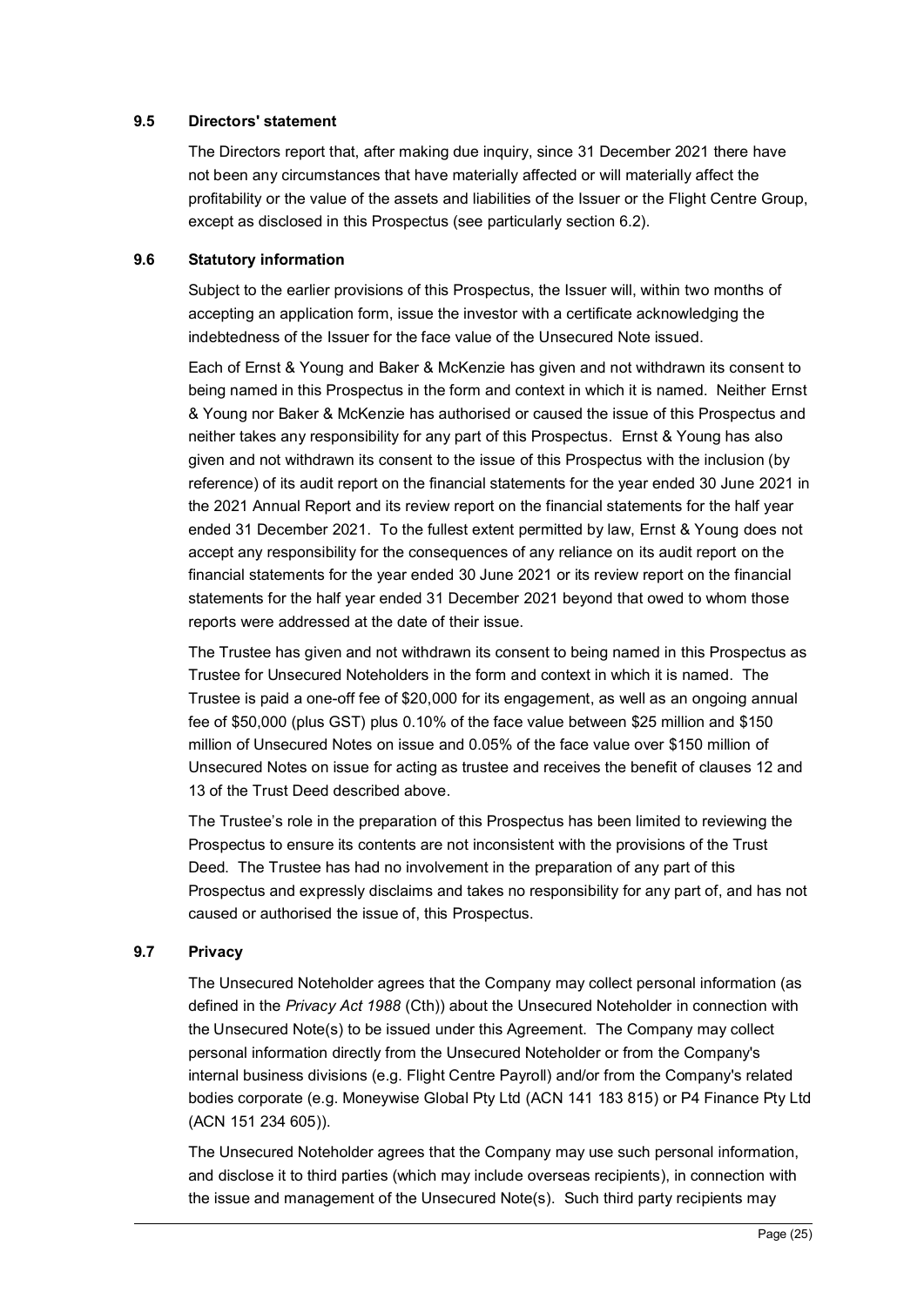### 9.5 Directors' statement

The Directors report that, after making due inquiry, since 31 December 2021 there have not been any circumstances that have materially affected or will materially affect the profitability or the value of the assets and liabilities of the Issuer or the Flight Centre Group, except as disclosed in this Prospectus (see particularly section 6.2).

### 9.6 Statutory information

Subject to the earlier provisions of this Prospectus, the Issuer will, within two months of accepting an application form, issue the investor with a certificate acknowledging the indebtedness of the Issuer for the face value of the Unsecured Note issued.

Each of Ernst & Young and Baker & McKenzie has given and not withdrawn its consent to being named in this Prospectus in the form and context in which it is named. Neither Ernst & Young nor Baker & McKenzie has authorised or caused the issue of this Prospectus and neither takes any responsibility for any part of this Prospectus. Ernst & Young has also given and not withdrawn its consent to the issue of this Prospectus with the inclusion (by reference) of its audit report on the financial statements for the year ended 30 June 2021 in the 2021 Annual Report and its review report on the financial statements for the half year ended 31 December 2021. To the fullest extent permitted by law, Ernst & Young does not accept any responsibility for the consequences of any reliance on its audit report on the financial statements for the year ended 30 June 2021 or its review report on the financial statements for the half year ended 31 December 2021 beyond that owed to whom those reports were addressed at the date of their issue.

The Trustee has given and not withdrawn its consent to being named in this Prospectus as Trustee for Unsecured Noteholders in the form and context in which it is named. The Trustee is paid a one-off fee of $20,000 for its engagement, as well as an ongoing annual fee of $50,000 (plus GST) plus 0.10% of the face value between $25 million and $150 million of Unsecured Notes on issue and 0.05% of the face value over $150 million of Unsecured Notes on issue for acting as trustee and receives the benefit of clauses 12 and 13 of the Trust Deed described above.

The Trustee's role in the preparation of this Prospectus has been limited to reviewing the Prospectus to ensure its contents are not inconsistent with the provisions of the Trust Deed. The Trustee has had no involvement in the preparation of any part of this Prospectus and expressly disclaims and takes no responsibility for any part of, and has not caused or authorised the issue of, this Prospectus.

### 9.7 Privacy

The Unsecured Noteholder agrees that the Company may collect personal information (as defined in the *Privacy Act 1988* (Cth)) about the Unsecured Noteholder in connection with the Unsecured Note(s) to be issued under this Agreement. The Company may collect personal information directly from the Unsecured Noteholder or from the Company's internal business divisions (e.g. Flight Centre Payroll) and/or from the Company's related bodies corporate (e.g. Moneywise Global Pty Ltd (ACN 141 183 815) or P4 Finance Pty Ltd (ACN 151 234 605)).

The Unsecured Noteholder agrees that the Company may use such personal information, and disclose it to third parties (which may include overseas recipients), in connection with the issue and management of the Unsecured Note(s). Such third party recipients may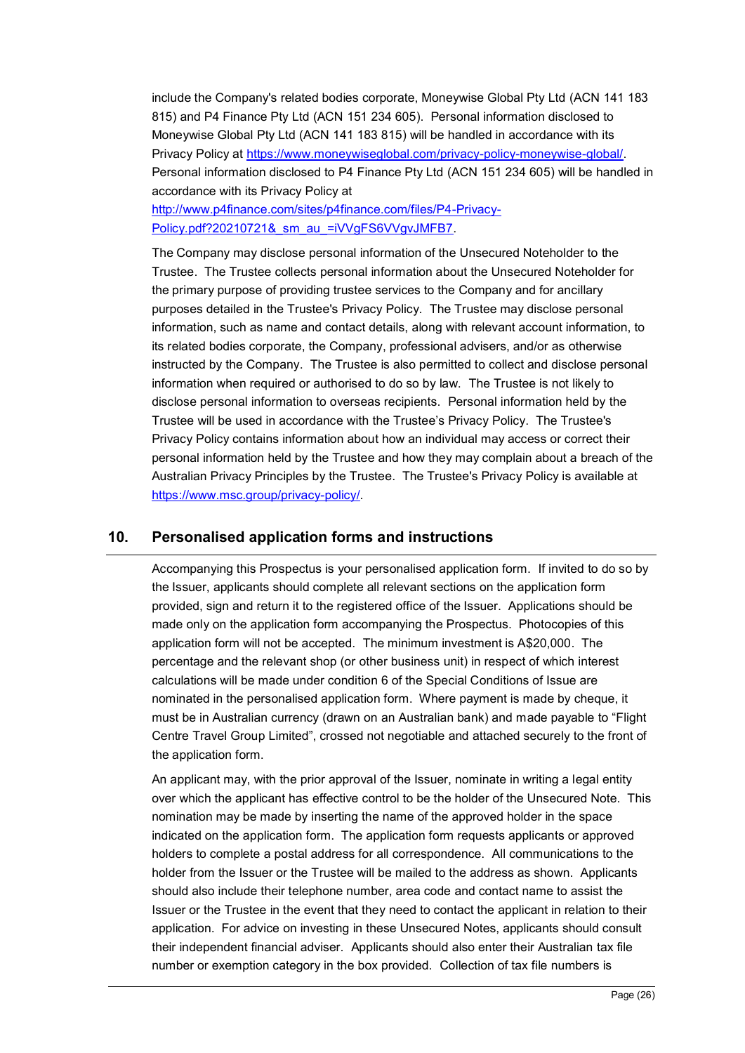include the Company's related bodies corporate, Moneywise Global Pty Ltd (ACN 141 183 815) and P4 Finance Pty Ltd (ACN 151 234 605). Personal information disclosed to Moneywise Global Pty Ltd (ACN 141 183 815) will be handled in accordance with its Privacy Policy at https://www.moneywiseglobal.com/privacy-policy-moneywise-global/. Personal information disclosed to P4 Finance Pty Ltd (ACN 151 234 605) will be handled in accordance with its Privacy Policy at http://www.p4finance.com/sites/p4finance.com/files/P4-Privacy-Policy.pdf?20210721&_sm_au_=iVVgFS6VVgvJMFB7.

The Company may disclose personal information of the Unsecured Noteholder to the Trustee. The Trustee collects personal information about the Unsecured Noteholder for the primary purpose of providing trustee services to the Company and for ancillary purposes detailed in the Trustee's Privacy Policy. The Trustee may disclose personal information, such as name and contact details, along with relevant account information, to its related bodies corporate, the Company, professional advisers, and/or as otherwise instructed by the Company. The Trustee is also permitted to collect and disclose personal information when required or authorised to do so by law. The Trustee is not likely to disclose personal information to overseas recipients. Personal information held by the Trustee will be used in accordance with the Trustee's Privacy Policy. The Trustee's Privacy Policy contains information about how an individual may access or correct their personal information held by the Trustee and how they may complain about a breach of the Australian Privacy Principles by the Trustee. The Trustee's Privacy Policy is available at https://www.msc.group/privacy-policy/.

## 10. Personalised application forms and instructions

Accompanying this Prospectus is your personalised application form. If invited to do so by the Issuer, applicants should complete all relevant sections on the application form provided, sign and return it to the registered office of the Issuer. Applications should be made only on the application form accompanying the Prospectus. Photocopies of this application form will not be accepted. The minimum investment is A$20,000. The percentage and the relevant shop (or other business unit) in respect of which interest calculations will be made under condition 6 of the Special Conditions of Issue are nominated in the personalised application form. Where payment is made by cheque, it must be in Australian currency (drawn on an Australian bank) and made payable to "Flight Centre Travel Group Limited", crossed not negotiable and attached securely to the front of the application form.

An applicant may, with the prior approval of the Issuer, nominate in writing a legal entity over which the applicant has effective control to be the holder of the Unsecured Note. This nomination may be made by inserting the name of the approved holder in the space indicated on the application form. The application form requests applicants or approved holders to complete a postal address for all correspondence. All communications to the holder from the Issuer or the Trustee will be mailed to the address as shown. Applicants should also include their telephone number, area code and contact name to assist the Issuer or the Trustee in the event that they need to contact the applicant in relation to their application. For advice on investing in these Unsecured Notes, applicants should consult their independent financial adviser. Applicants should also enter their Australian tax file number or exemption category in the box provided. Collection of tax file numbers is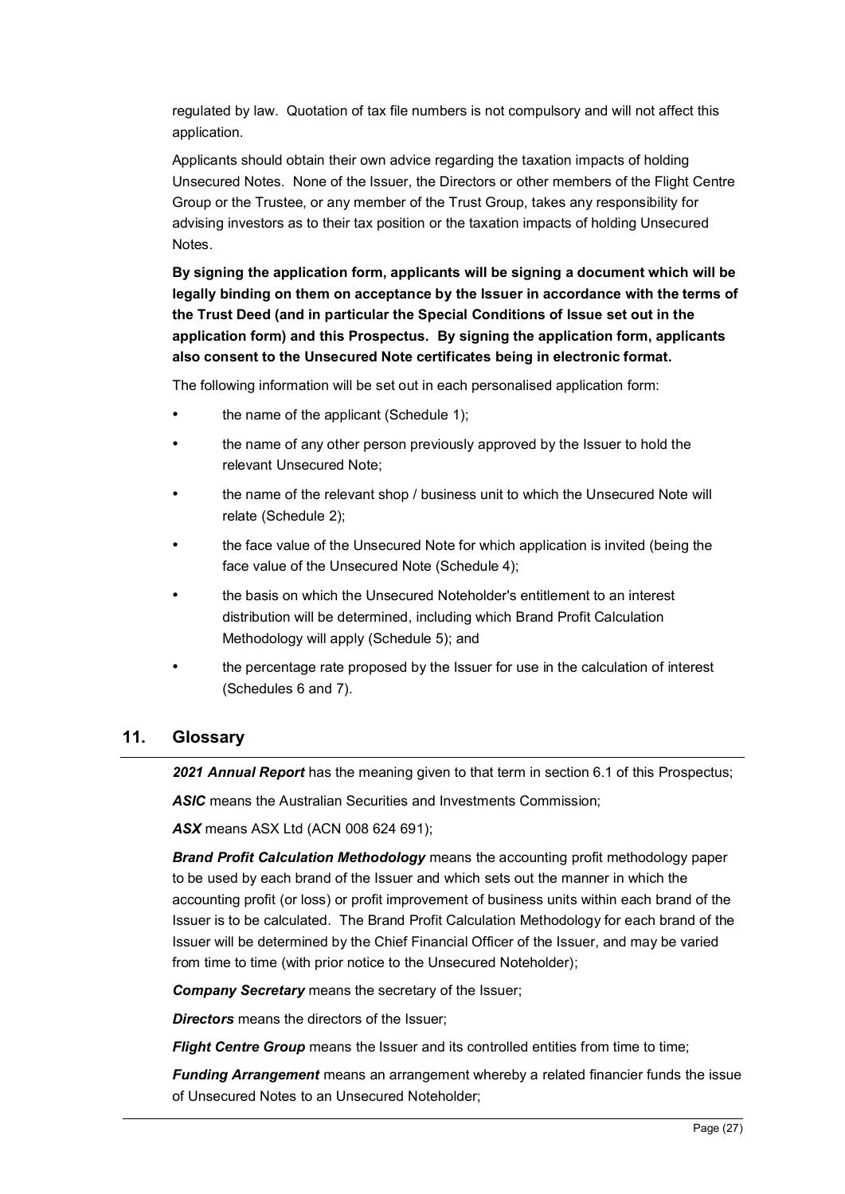regulated by law. Quotation of tax file numbers is not compulsory and will not affect this application.

Applicants should obtain their own advice regarding the taxation impacts of holding Unsecured Notes. None of the Issuer, the Directors or other members of the Flight Centre Group or the Trustee, or any member of the Trust Group, takes any responsibility for advising investors as to their tax position or the taxation impacts of holding Unsecured Notes.

**By signing the application form, applicants will be signing a document which will be legally binding on them on acceptance by the Issuer in accordance with the terms of the Trust Deed (and in particular the Special Conditions of Issue set out in the application form) and this Prospectus. By signing the application form, applicants also consent to the Unsecured Note certificates being in electronic format.**

The following information will be set out in each personalised application form:

- the name of the applicant (Schedule 1);
- the name of any other person previously approved by the Issuer to hold the relevant Unsecured Note;
- the name of the relevant shop / business unit to which the Unsecured Note will relate (Schedule 2);
- the face value of the Unsecured Note for which application is invited (being the face value of the Unsecured Note (Schedule 4);
- the basis on which the Unsecured Noteholder's entitlement to an interest distribution will be determined, including which Brand Profit Calculation Methodology will apply (Schedule 5); and
- the percentage rate proposed by the Issuer for use in the calculation of interest (Schedules 6 and 7).

## 11. Glossary

***2021 Annual Report*** has the meaning given to that term in section 6.1 of this Prospectus;

***ASIC*** means the Australian Securities and Investments Commission;

***ASX*** means ASX Ltd (ACN 008 624 691);

***Brand Profit Calculation Methodology*** means the accounting profit methodology paper to be used by each brand of the Issuer and which sets out the manner in which the accounting profit (or loss) or profit improvement of business units within each brand of the Issuer is to be calculated. The Brand Profit Calculation Methodology for each brand of the Issuer will be determined by the Chief Financial Officer of the Issuer, and may be varied from time to time (with prior notice to the Unsecured Noteholder);

***Company Secretary*** means the secretary of the Issuer;

***Directors*** means the directors of the Issuer;

***Flight Centre Group*** means the Issuer and its controlled entities from time to time;

***Funding Arrangement*** means an arrangement whereby a related financier funds the issue of Unsecured Notes to an Unsecured Noteholder;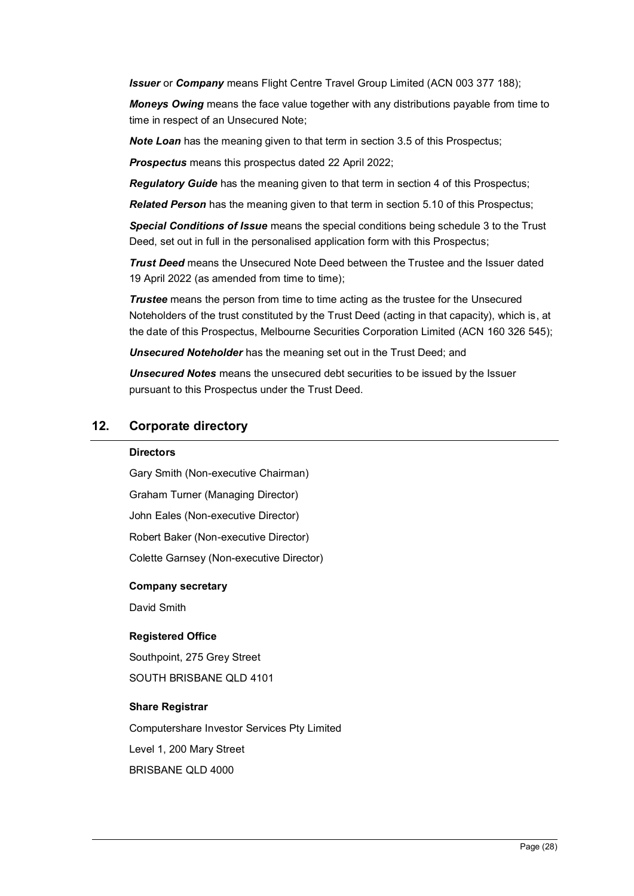***Issuer*** or ***Company*** means Flight Centre Travel Group Limited (ACN 003 377 188);

***Moneys Owing*** means the face value together with any distributions payable from time to time in respect of an Unsecured Note;

***Note Loan*** has the meaning given to that term in section 3.5 of this Prospectus;

***Prospectus*** means this prospectus dated 22 April 2022;

***Regulatory Guide*** has the meaning given to that term in section 4 of this Prospectus;

***Related Person*** has the meaning given to that term in section 5.10 of this Prospectus;

***Special Conditions of Issue*** means the special conditions being schedule 3 to the Trust Deed, set out in full in the personalised application form with this Prospectus;

***Trust Deed*** means the Unsecured Note Deed between the Trustee and the Issuer dated 19 April 2022 (as amended from time to time);

***Trustee*** means the person from time to time acting as the trustee for the Unsecured Noteholders of the trust constituted by the Trust Deed (acting in that capacity), which is, at the date of this Prospectus, Melbourne Securities Corporation Limited (ACN 160 326 545);

***Unsecured Noteholder*** has the meaning set out in the Trust Deed; and

***Unsecured Notes*** means the unsecured debt securities to be issued by the Issuer pursuant to this Prospectus under the Trust Deed.

## 12. Corporate directory

**Directors**

Gary Smith (Non-executive Chairman)

Graham Turner (Managing Director)

John Eales (Non-executive Director)

Robert Baker (Non-executive Director)

Colette Garnsey (Non-executive Director)

**Company secretary**

David Smith

**Registered Office**

Southpoint, 275 Grey Street

SOUTH BRISBANE QLD 4101

**Share Registrar**

Computershare Investor Services Pty Limited

Level 1, 200 Mary Street

BRISBANE QLD 4000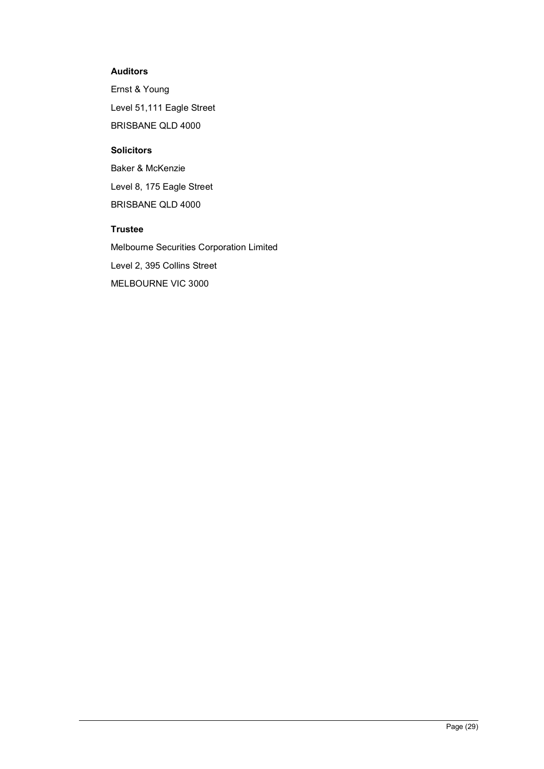**Auditors**

Ernst & Young

Level 51,111 Eagle Street

BRISBANE QLD 4000

**Solicitors**

Baker & McKenzie

Level 8, 175 Eagle Street

BRISBANE QLD 4000

**Trustee**

Melbourne Securities Corporation Limited

Level 2, 395 Collins Street

MELBOURNE VIC 3000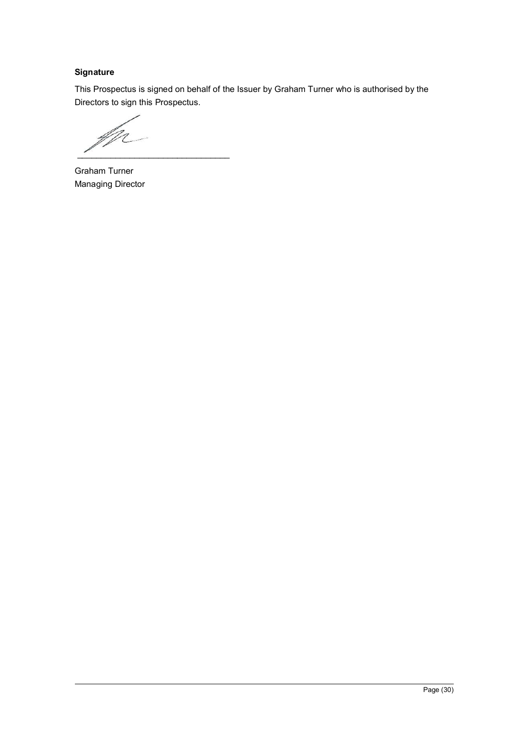**Signature**

This Prospectus is signed on behalf of the Issuer by Graham Turner who is authorised by the Directors to sign this Prospectus.

\_\_\_\_\_\_\_\_\_\_\_\_\_\_\_\_\_\_\_\_\_\_\_\_\_\_\_\_\_\_\_\_

Graham Turner
Managing Director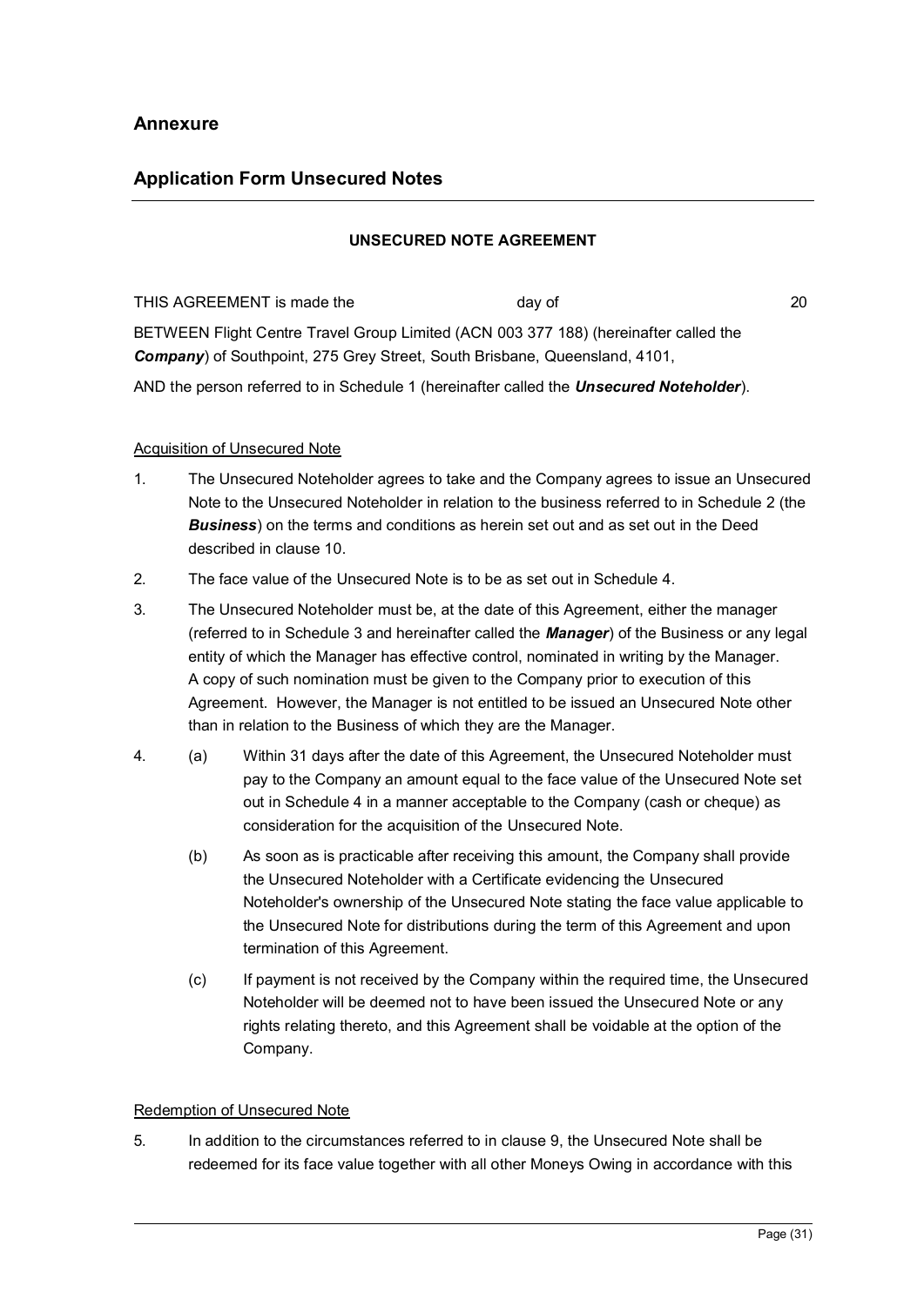## Annexure

## Application Form Unsecured Notes

**UNSECURED NOTE AGREEMENT**

THIS AGREEMENT is made the day of 20

BETWEEN Flight Centre Travel Group Limited (ACN 003 377 188) (hereinafter called the ***Company***) of Southpoint, 275 Grey Street, South Brisbane, Queensland, 4101,

AND the person referred to in Schedule 1 (hereinafter called the ***Unsecured Noteholder***).

Acquisition of Unsecured Note

1. The Unsecured Noteholder agrees to take and the Company agrees to issue an Unsecured Note to the Unsecured Noteholder in relation to the business referred to in Schedule 2 (the ***Business***) on the terms and conditions as herein set out and as set out in the Deed described in clause 10.
2. The face value of the Unsecured Note is to be as set out in Schedule 4.
3. The Unsecured Noteholder must be, at the date of this Agreement, either the manager (referred to in Schedule 3 and hereinafter called the ***Manager***) of the Business or any legal entity of which the Manager has effective control, nominated in writing by the Manager. A copy of such nomination must be given to the Company prior to execution of this Agreement. However, the Manager is not entitled to be issued an Unsecured Note other than in relation to the Business of which they are the Manager.
4. (a) Within 31 days after the date of this Agreement, the Unsecured Noteholder must pay to the Company an amount equal to the face value of the Unsecured Note set out in Schedule 4 in a manner acceptable to the Company (cash or cheque) as consideration for the acquisition of the Unsecured Note.

   (b) As soon as is practicable after receiving this amount, the Company shall provide the Unsecured Noteholder with a Certificate evidencing the Unsecured Noteholder's ownership of the Unsecured Note stating the face value applicable to the Unsecured Note for distributions during the term of this Agreement and upon termination of this Agreement.

   (c) If payment is not received by the Company within the required time, the Unsecured Noteholder will be deemed not to have been issued the Unsecured Note or any rights relating thereto, and this Agreement shall be voidable at the option of the Company.

Redemption of Unsecured Note

5. In addition to the circumstances referred to in clause 9, the Unsecured Note shall be redeemed for its face value together with all other Moneys Owing in accordance with this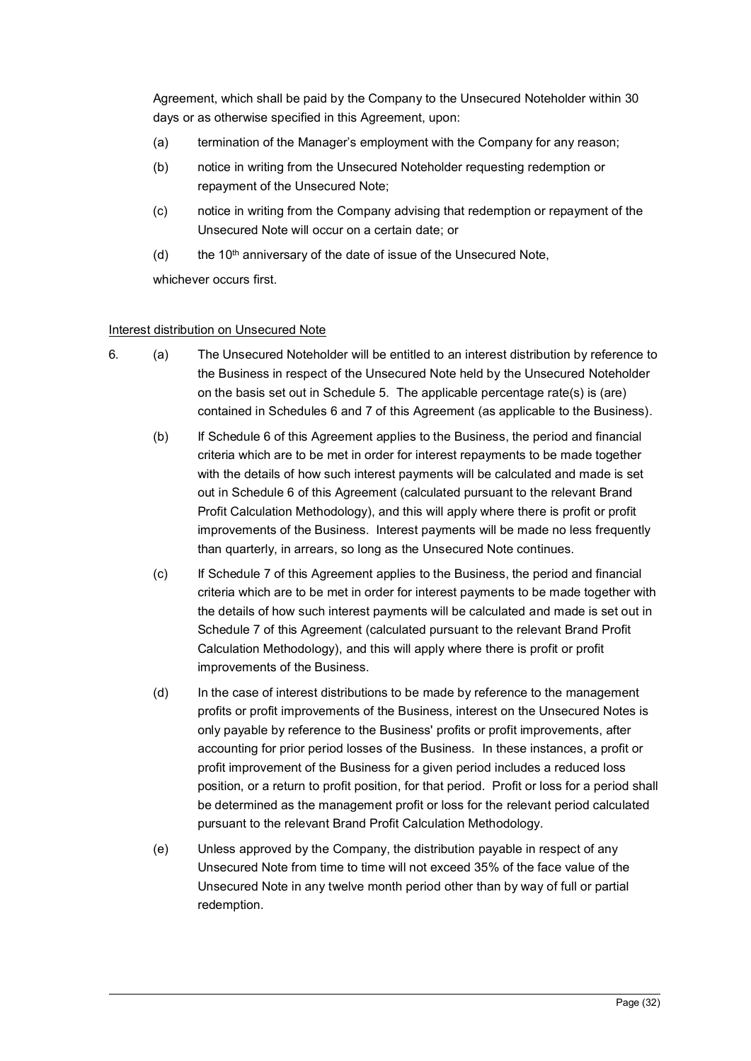Agreement, which shall be paid by the Company to the Unsecured Noteholder within 30 days or as otherwise specified in this Agreement, upon:

(a) termination of the Manager's employment with the Company for any reason;

(b) notice in writing from the Unsecured Noteholder requesting redemption or repayment of the Unsecured Note;

(c) notice in writing from the Company advising that redemption or repayment of the Unsecured Note will occur on a certain date; or

(d) the 10th anniversary of the date of issue of the Unsecured Note,

whichever occurs first.

Interest distribution on Unsecured Note

6. (a) The Unsecured Noteholder will be entitled to an interest distribution by reference to the Business in respect of the Unsecured Note held by the Unsecured Noteholder on the basis set out in Schedule 5. The applicable percentage rate(s) is (are) contained in Schedules 6 and 7 of this Agreement (as applicable to the Business).

(b) If Schedule 6 of this Agreement applies to the Business, the period and financial criteria which are to be met in order for interest repayments to be made together with the details of how such interest payments will be calculated and made is set out in Schedule 6 of this Agreement (calculated pursuant to the relevant Brand Profit Calculation Methodology), and this will apply where there is profit or profit improvements of the Business. Interest payments will be made no less frequently than quarterly, in arrears, so long as the Unsecured Note continues.

(c) If Schedule 7 of this Agreement applies to the Business, the period and financial criteria which are to be met in order for interest payments to be made together with the details of how such interest payments will be calculated and made is set out in Schedule 7 of this Agreement (calculated pursuant to the relevant Brand Profit Calculation Methodology), and this will apply where there is profit or profit improvements of the Business.

(d) In the case of interest distributions to be made by reference to the management profits or profit improvements of the Business, interest on the Unsecured Notes is only payable by reference to the Business' profits or profit improvements, after accounting for prior period losses of the Business. In these instances, a profit or profit improvement of the Business for a given period includes a reduced loss position, or a return to profit position, for that period. Profit or loss for a period shall be determined as the management profit or loss for the relevant period calculated pursuant to the relevant Brand Profit Calculation Methodology.

(e) Unless approved by the Company, the distribution payable in respect of any Unsecured Note from time to time will not exceed 35% of the face value of the Unsecured Note in any twelve month period other than by way of full or partial redemption.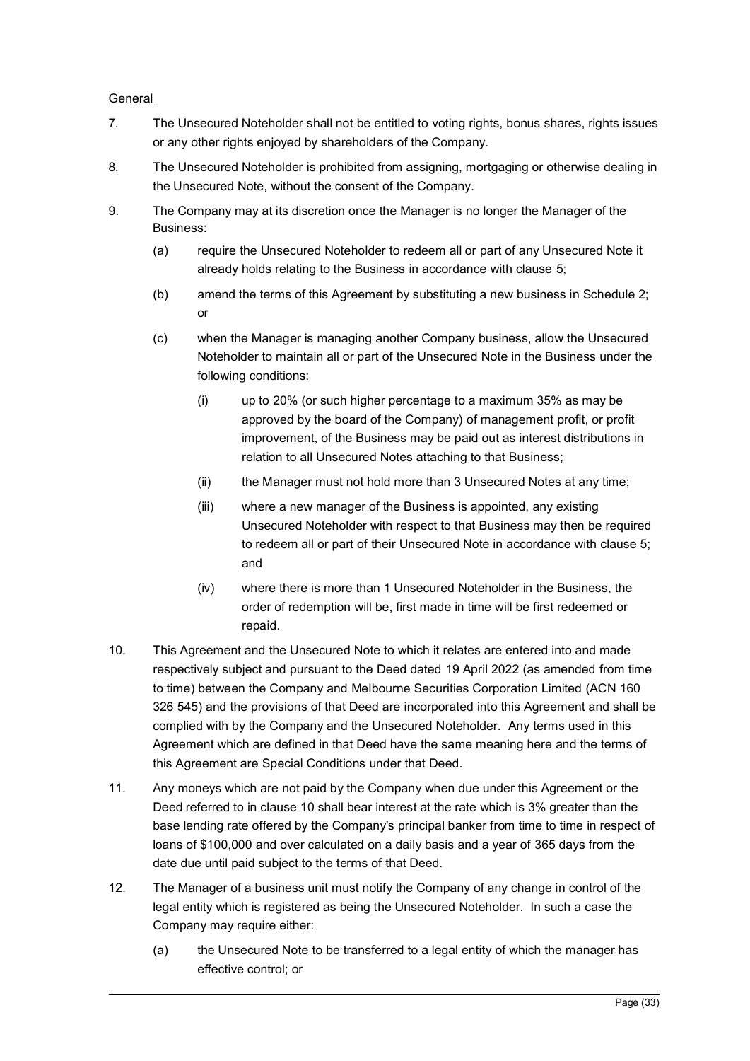General

7. The Unsecured Noteholder shall not be entitled to voting rights, bonus shares, rights issues or any other rights enjoyed by shareholders of the Company.

8. The Unsecured Noteholder is prohibited from assigning, mortgaging or otherwise dealing in the Unsecured Note, without the consent of the Company.

9. The Company may at its discretion once the Manager is no longer the Manager of the Business:

   (a) require the Unsecured Noteholder to redeem all or part of any Unsecured Note it already holds relating to the Business in accordance with clause 5;

   (b) amend the terms of this Agreement by substituting a new business in Schedule 2; or

   (c) when the Manager is managing another Company business, allow the Unsecured Noteholder to maintain all or part of the Unsecured Note in the Business under the following conditions:

      (i) up to 20% (or such higher percentage to a maximum 35% as may be approved by the board of the Company) of management profit, or profit improvement, of the Business may be paid out as interest distributions in relation to all Unsecured Notes attaching to that Business;

      (ii) the Manager must not hold more than 3 Unsecured Notes at any time;

      (iii) where a new manager of the Business is appointed, any existing Unsecured Noteholder with respect to that Business may then be required to redeem all or part of their Unsecured Note in accordance with clause 5; and

      (iv) where there is more than 1 Unsecured Noteholder in the Business, the order of redemption will be, first made in time will be first redeemed or repaid.

10. This Agreement and the Unsecured Note to which it relates are entered into and made respectively subject and pursuant to the Deed dated 19 April 2022 (as amended from time to time) between the Company and Melbourne Securities Corporation Limited (ACN 160 326 545) and the provisions of that Deed are incorporated into this Agreement and shall be complied with by the Company and the Unsecured Noteholder. Any terms used in this Agreement which are defined in that Deed have the same meaning here and the terms of this Agreement are Special Conditions under that Deed.

11. Any moneys which are not paid by the Company when due under this Agreement or the Deed referred to in clause 10 shall bear interest at the rate which is 3% greater than the base lending rate offered by the Company's principal banker from time to time in respect of loans of $100,000 and over calculated on a daily basis and a year of 365 days from the date due until paid subject to the terms of that Deed.

12. The Manager of a business unit must notify the Company of any change in control of the legal entity which is registered as being the Unsecured Noteholder. In such a case the Company may require either:

   (a) the Unsecured Note to be transferred to a legal entity of which the manager has effective control; or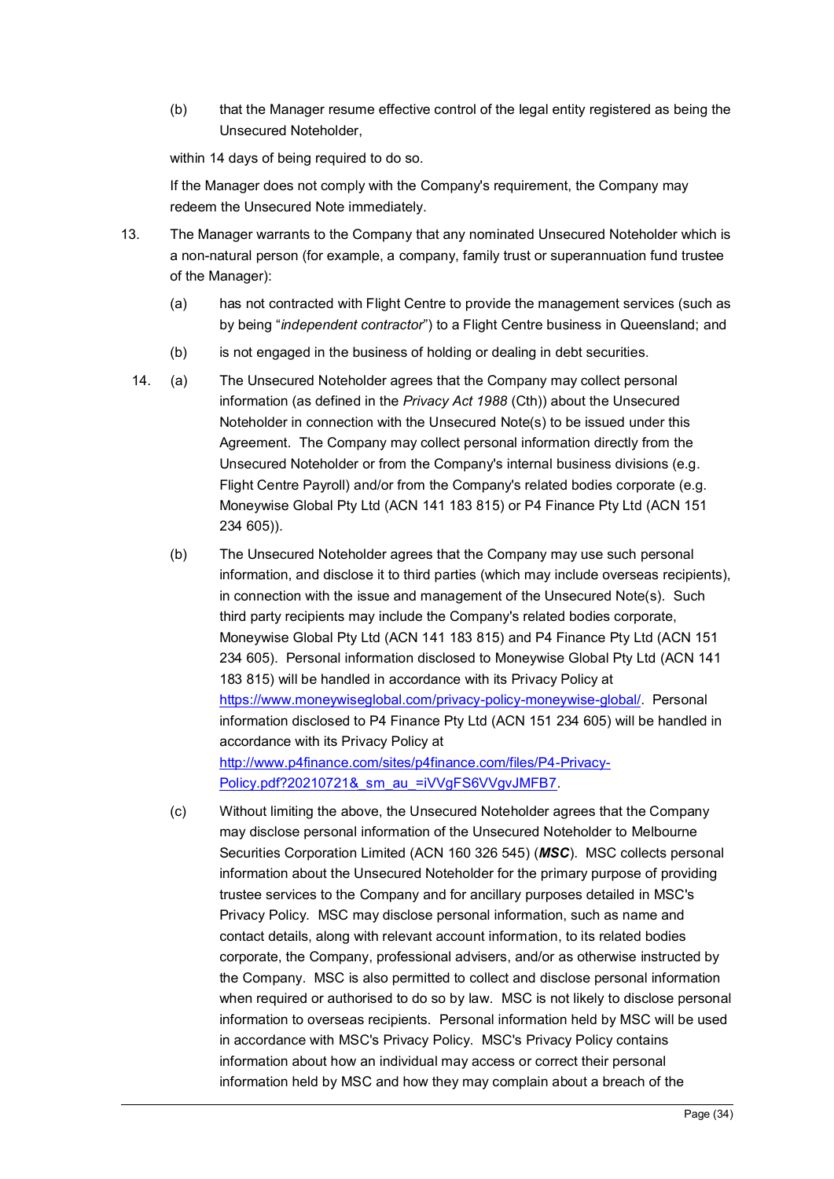(b) that the Manager resume effective control of the legal entity registered as being the Unsecured Noteholder,

within 14 days of being required to do so.

If the Manager does not comply with the Company's requirement, the Company may redeem the Unsecured Note immediately.

13. The Manager warrants to the Company that any nominated Unsecured Noteholder which is a non-natural person (for example, a company, family trust or superannuation fund trustee of the Manager):

    (a) has not contracted with Flight Centre to provide the management services (such as by being "*independent contractor*") to a Flight Centre business in Queensland; and

    (b) is not engaged in the business of holding or dealing in debt securities.

14. (a) The Unsecured Noteholder agrees that the Company may collect personal information (as defined in the *Privacy Act 1988* (Cth)) about the Unsecured Noteholder in connection with the Unsecured Note(s) to be issued under this Agreement. The Company may collect personal information directly from the Unsecured Noteholder or from the Company's internal business divisions (e.g. Flight Centre Payroll) and/or from the Company's related bodies corporate (e.g. Moneywise Global Pty Ltd (ACN 141 183 815) or P4 Finance Pty Ltd (ACN 151 234 605)).

    (b) The Unsecured Noteholder agrees that the Company may use such personal information, and disclose it to third parties (which may include overseas recipients), in connection with the issue and management of the Unsecured Note(s). Such third party recipients may include the Company's related bodies corporate, Moneywise Global Pty Ltd (ACN 141 183 815) and P4 Finance Pty Ltd (ACN 151 234 605). Personal information disclosed to Moneywise Global Pty Ltd (ACN 141 183 815) will be handled in accordance with its Privacy Policy at https://www.moneywiseglobal.com/privacy-policy-moneywise-global/. Personal information disclosed to P4 Finance Pty Ltd (ACN 151 234 605) will be handled in accordance with its Privacy Policy at http://www.p4finance.com/sites/p4finance.com/files/P4-Privacy-Policy.pdf?20210721&_sm_au_=iVVgFS6VVgvJMFB7.

    (c) Without limiting the above, the Unsecured Noteholder agrees that the Company may disclose personal information of the Unsecured Noteholder to Melbourne Securities Corporation Limited (ACN 160 326 545) (***MSC***). MSC collects personal information about the Unsecured Noteholder for the primary purpose of providing trustee services to the Company and for ancillary purposes detailed in MSC's Privacy Policy. MSC may disclose personal information, such as name and contact details, along with relevant account information, to its related bodies corporate, the Company, professional advisers, and/or as otherwise instructed by the Company. MSC is also permitted to collect and disclose personal information when required or authorised to do so by law. MSC is not likely to disclose personal information to overseas recipients. Personal information held by MSC will be used in accordance with MSC's Privacy Policy. MSC's Privacy Policy contains information about how an individual may access or correct their personal information held by MSC and how they may complain about a breach of the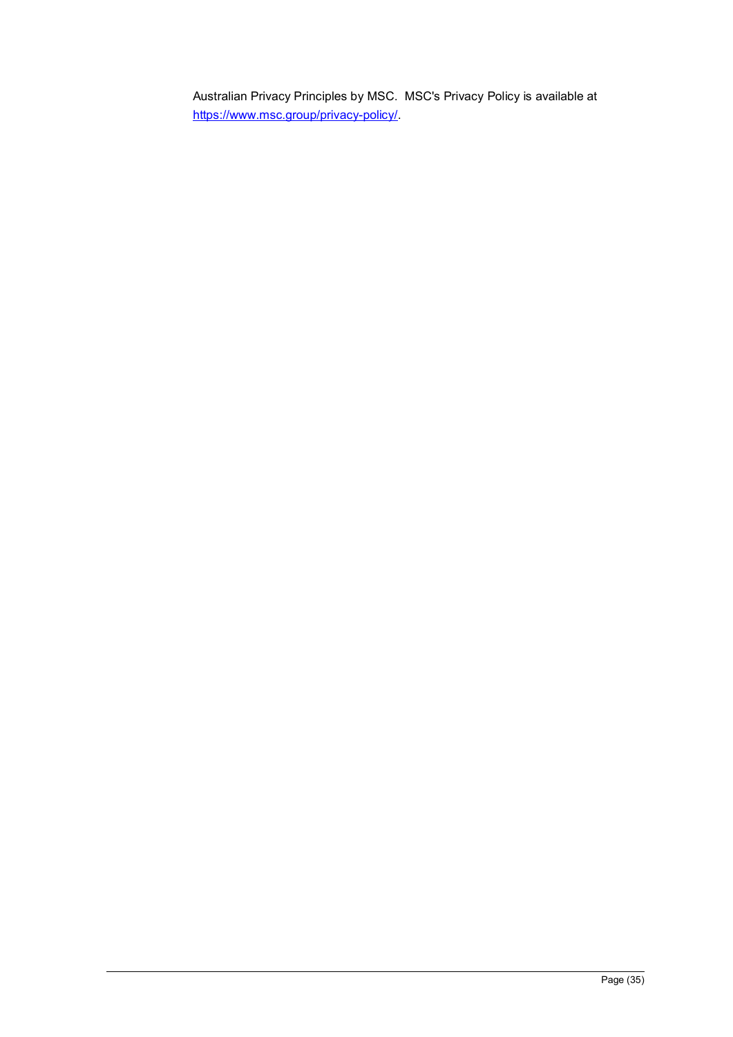Australian Privacy Principles by MSC. MSC's Privacy Policy is available at [https://www.msc.group/privacy-policy/](https://www.msc.group/privacy-policy/).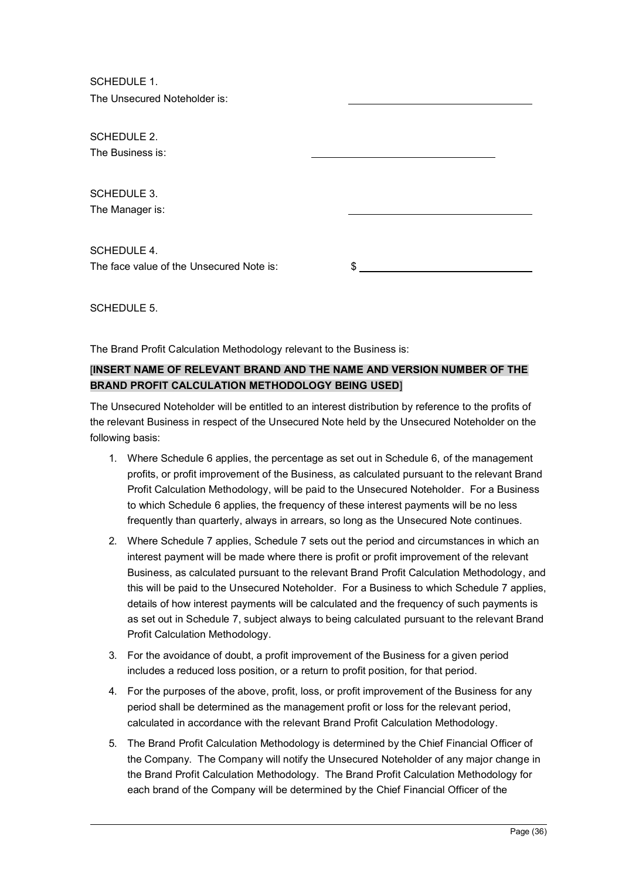SCHEDULE 1.

The Unsecured Noteholder is: ______________________________

SCHEDULE 2.

The Business is: ______________________________

SCHEDULE 3.

The Manager is: ______________________________

SCHEDULE 4.

The face value of the Unsecured Note is: $ ______________________________

SCHEDULE 5.

The Brand Profit Calculation Methodology relevant to the Business is:

[**INSERT NAME OF RELEVANT BRAND AND THE NAME AND VERSION NUMBER OF THE BRAND PROFIT CALCULATION METHODOLOGY BEING USED**]

The Unsecured Noteholder will be entitled to an interest distribution by reference to the profits of the relevant Business in respect of the Unsecured Note held by the Unsecured Noteholder on the following basis:

1. Where Schedule 6 applies, the percentage as set out in Schedule 6, of the management profits, or profit improvement of the Business, as calculated pursuant to the relevant Brand Profit Calculation Methodology, will be paid to the Unsecured Noteholder. For a Business to which Schedule 6 applies, the frequency of these interest payments will be no less frequently than quarterly, always in arrears, so long as the Unsecured Note continues.
2. Where Schedule 7 applies, Schedule 7 sets out the period and circumstances in which an interest payment will be made where there is profit or profit improvement of the relevant Business, as calculated pursuant to the relevant Brand Profit Calculation Methodology, and this will be paid to the Unsecured Noteholder. For a Business to which Schedule 7 applies, details of how interest payments will be calculated and the frequency of such payments is as set out in Schedule 7, subject always to being calculated pursuant to the relevant Brand Profit Calculation Methodology.
3. For the avoidance of doubt, a profit improvement of the Business for a given period includes a reduced loss position, or a return to profit position, for that period.
4. For the purposes of the above, profit, loss, or profit improvement of the Business for any period shall be determined as the management profit or loss for the relevant period, calculated in accordance with the relevant Brand Profit Calculation Methodology.
5. The Brand Profit Calculation Methodology is determined by the Chief Financial Officer of the Company. The Company will notify the Unsecured Noteholder of any major change in the Brand Profit Calculation Methodology. The Brand Profit Calculation Methodology for each brand of the Company will be determined by the Chief Financial Officer of the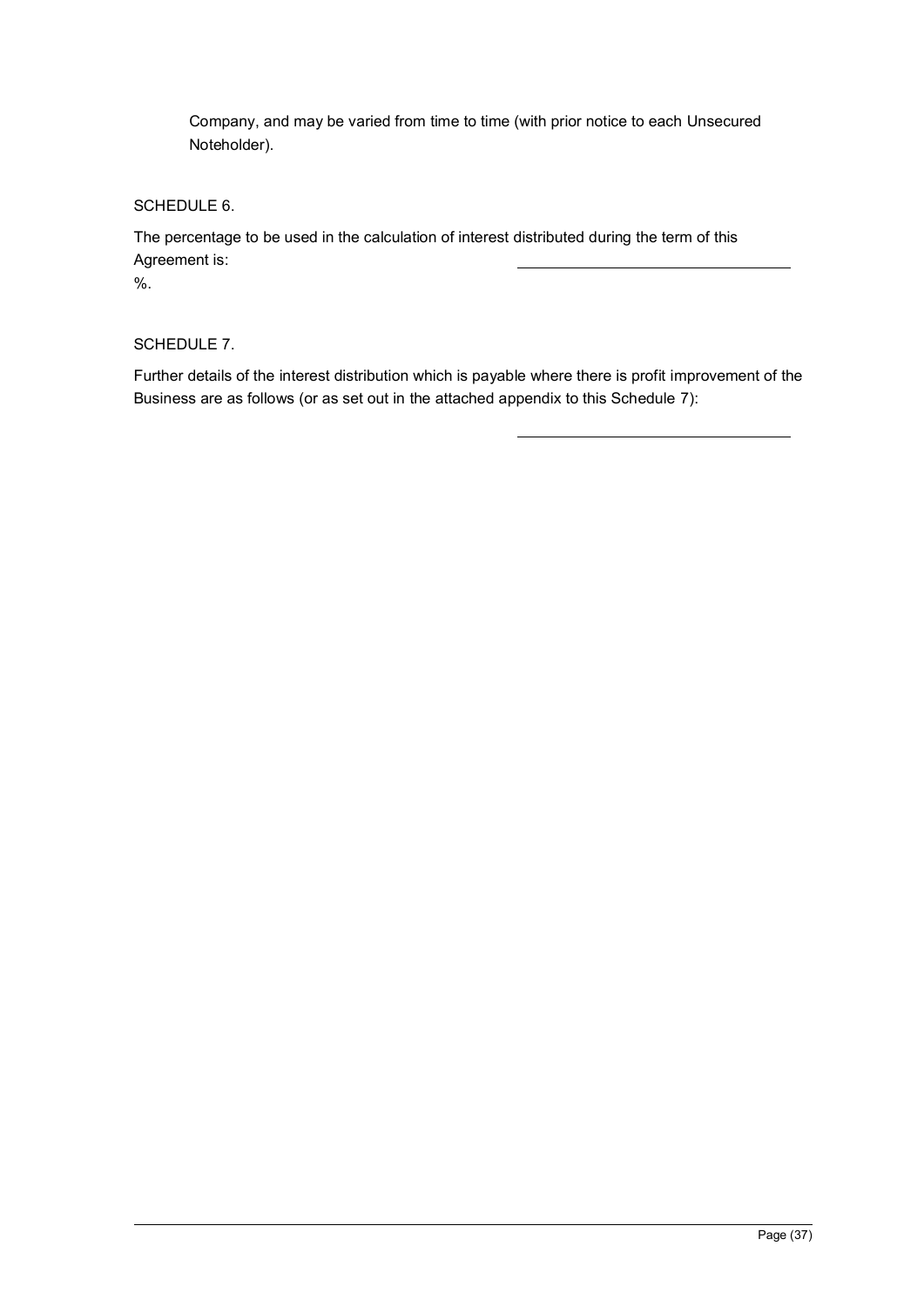Company, and may be varied from time to time (with prior notice to each Unsecured Noteholder).

SCHEDULE 6.

The percentage to be used in the calculation of interest distributed during the term of this Agreement is: ________________________________ %.

SCHEDULE 7.

Further details of the interest distribution which is payable where there is profit improvement of the Business are as follows (or as set out in the attached appendix to this Schedule 7): ________________________________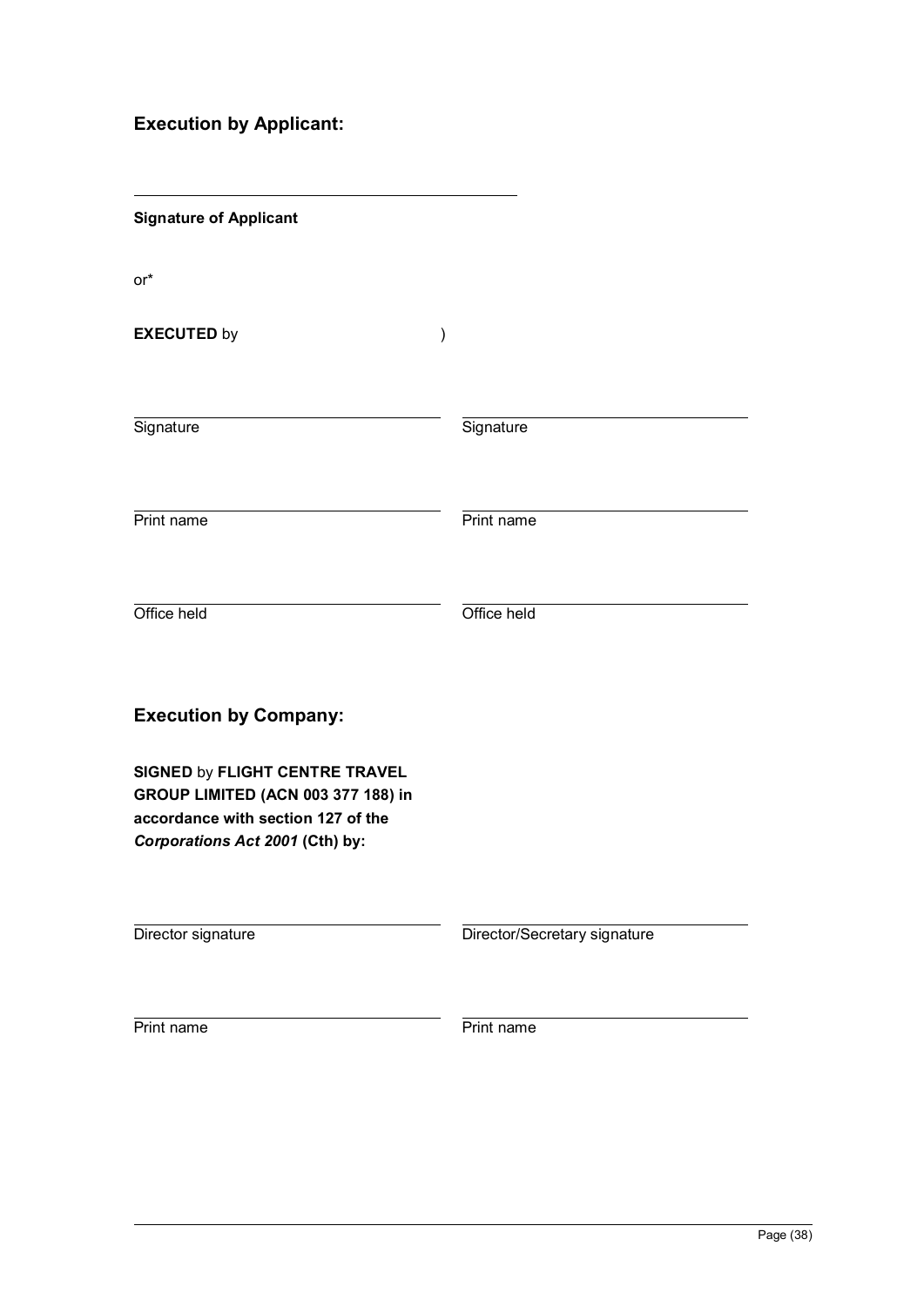## Execution by Applicant:

\_\_\_\_\_\_\_\_\_\_\_\_\_\_\_\_\_\_\_\_\_\_\_\_\_\_\_\_\_\_\_\_\_\_\_\_\_\_\_\_

**Signature of Applicant**

or*

**EXECUTED** by )

| | |
|---|---|
| Signature | Signature |
| Print name | Print name |
| Office held | Office held |

## Execution by Company:

**SIGNED** by **FLIGHT CENTRE TRAVEL GROUP LIMITED (ACN 003 377 188) in accordance with section 127 of the *Corporations Act 2001* (Cth) by:**

| | |
|---|---|
| Director signature | Director/Secretary signature |
| Print name | Print name |